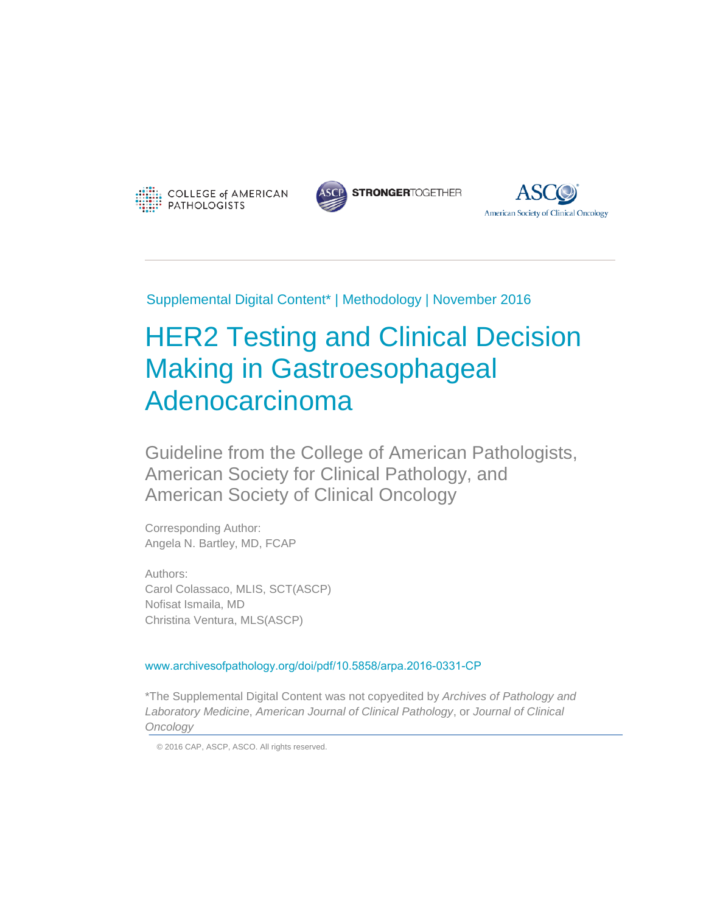COLLEGE of AMERICAN PATHOLOGISTS

ASCP STRONGERTOGETHER

ASCO American Society of Clinical Oncology

Supplemental Digital Content* | Methodology | November 2016

# HER2 Testing and Clinical Decision Making in Gastroesophageal Adenocarcinoma

## Guideline from the College of American Pathologists, American Society for Clinical Pathology, and American Society of Clinical Oncology

Corresponding Author:
Angela N. Bartley, MD, FCAP

Authors:
Carol Colassaco, MLIS, SCT(ASCP)
Nofisat Ismaila, MD
Christina Ventura, MLS(ASCP)

www.archivesofpathology.org/doi/pdf/10.5858/arpa.2016-0331-CP

*The Supplemental Digital Content was not copyedited by *Archives of Pathology and Laboratory Medicine*, *American Journal of Clinical Pathology*, or *Journal of Clinical Oncology*

© 2016 CAP, ASCP, ASCO. All rights reserved.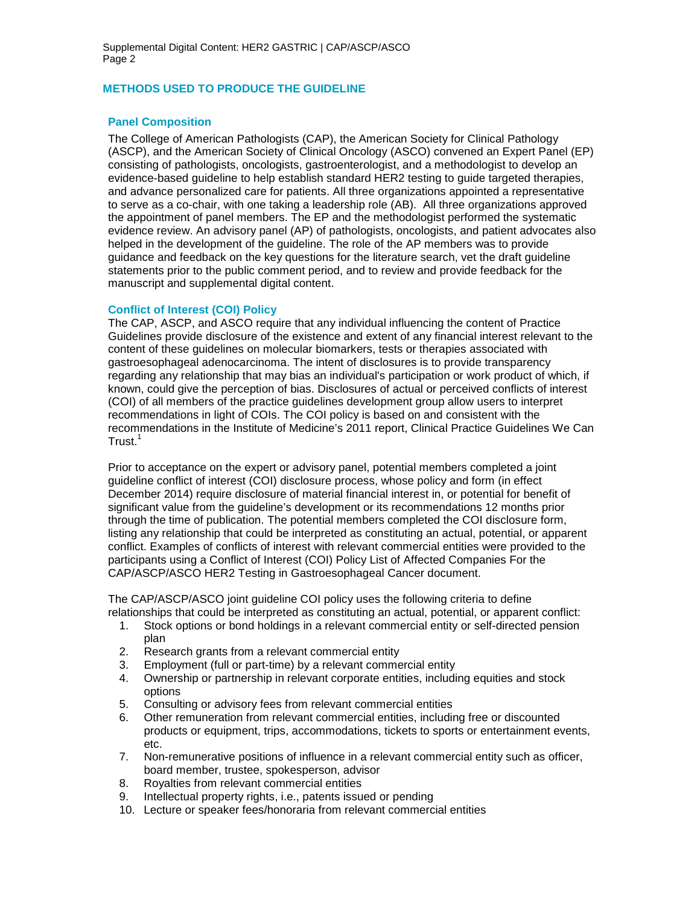## METHODS USED TO PRODUCE THE GUIDELINE

### Panel Composition

The College of American Pathologists (CAP), the American Society for Clinical Pathology (ASCP), and the American Society of Clinical Oncology (ASCO) convened an Expert Panel (EP) consisting of pathologists, oncologists, gastroenterologist, and a methodologist to develop an evidence-based guideline to help establish standard HER2 testing to guide targeted therapies, and advance personalized care for patients. All three organizations appointed a representative to serve as a co-chair, with one taking a leadership role (AB). All three organizations approved the appointment of panel members. The EP and the methodologist performed the systematic evidence review. An advisory panel (AP) of pathologists, oncologists, and patient advocates also helped in the development of the guideline. The role of the AP members was to provide guidance and feedback on the key questions for the literature search, vet the draft guideline statements prior to the public comment period, and to review and provide feedback for the manuscript and supplemental digital content.

### Conflict of Interest (COI) Policy

The CAP, ASCP, and ASCO require that any individual influencing the content of Practice Guidelines provide disclosure of the existence and extent of any financial interest relevant to the content of these guidelines on molecular biomarkers, tests or therapies associated with gastroesophageal adenocarcinoma. The intent of disclosures is to provide transparency regarding any relationship that may bias an individual's participation or work product of which, if known, could give the perception of bias. Disclosures of actual or perceived conflicts of interest (COI) of all members of the practice guidelines development group allow users to interpret recommendations in light of COIs. The COI policy is based on and consistent with the recommendations in the Institute of Medicine's 2011 report, Clinical Practice Guidelines We Can Trust.[1]

Prior to acceptance on the expert or advisory panel, potential members completed a joint guideline conflict of interest (COI) disclosure process, whose policy and form (in effect December 2014) require disclosure of material financial interest in, or potential for benefit of significant value from the guideline's development or its recommendations 12 months prior through the time of publication. The potential members completed the COI disclosure form, listing any relationship that could be interpreted as constituting an actual, potential, or apparent conflict. Examples of conflicts of interest with relevant commercial entities were provided to the participants using a Conflict of Interest (COI) Policy List of Affected Companies For the CAP/ASCP/ASCO HER2 Testing in Gastroesophageal Cancer document.

The CAP/ASCP/ASCO joint guideline COI policy uses the following criteria to define relationships that could be interpreted as constituting an actual, potential, or apparent conflict:

1. Stock options or bond holdings in a relevant commercial entity or self-directed pension plan
2. Research grants from a relevant commercial entity
3. Employment (full or part-time) by a relevant commercial entity
4. Ownership or partnership in relevant corporate entities, including equities and stock options
5. Consulting or advisory fees from relevant commercial entities
6. Other remuneration from relevant commercial entities, including free or discounted products or equipment, trips, accommodations, tickets to sports or entertainment events, etc.
7. Non-remunerative positions of influence in a relevant commercial entity such as officer, board member, trustee, spokesperson, advisor
8. Royalties from relevant commercial entities
9. Intellectual property rights, i.e., patents issued or pending
10. Lecture or speaker fees/honoraria from relevant commercial entities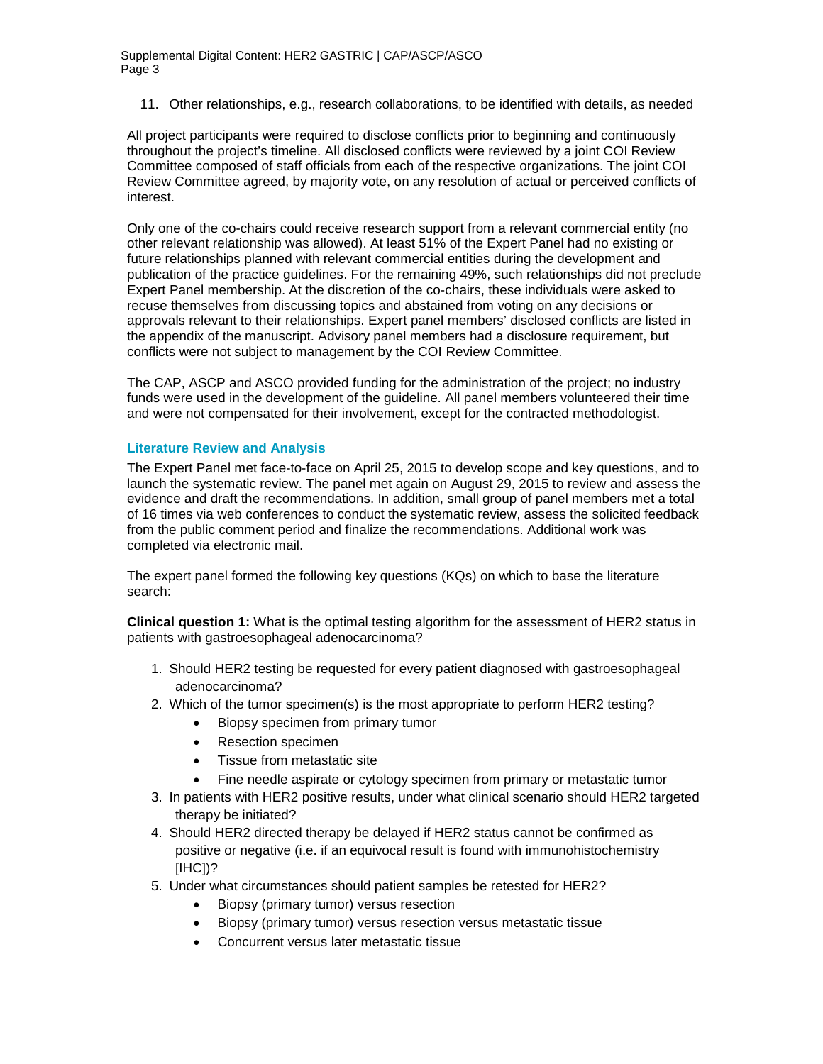11. Other relationships, e.g., research collaborations, to be identified with details, as needed

All project participants were required to disclose conflicts prior to beginning and continuously throughout the project's timeline. All disclosed conflicts were reviewed by a joint COI Review Committee composed of staff officials from each of the respective organizations. The joint COI Review Committee agreed, by majority vote, on any resolution of actual or perceived conflicts of interest.

Only one of the co-chairs could receive research support from a relevant commercial entity (no other relevant relationship was allowed). At least 51% of the Expert Panel had no existing or future relationships planned with relevant commercial entities during the development and publication of the practice guidelines. For the remaining 49%, such relationships did not preclude Expert Panel membership. At the discretion of the co-chairs, these individuals were asked to recuse themselves from discussing topics and abstained from voting on any decisions or approvals relevant to their relationships. Expert panel members' disclosed conflicts are listed in the appendix of the manuscript. Advisory panel members had a disclosure requirement, but conflicts were not subject to management by the COI Review Committee.

The CAP, ASCP and ASCO provided funding for the administration of the project; no industry funds were used in the development of the guideline. All panel members volunteered their time and were not compensated for their involvement, except for the contracted methodologist.

### Literature Review and Analysis

The Expert Panel met face-to-face on April 25, 2015 to develop scope and key questions, and to launch the systematic review. The panel met again on August 29, 2015 to review and assess the evidence and draft the recommendations. In addition, small group of panel members met a total of 16 times via web conferences to conduct the systematic review, assess the solicited feedback from the public comment period and finalize the recommendations. Additional work was completed via electronic mail.

The expert panel formed the following key questions (KQs) on which to base the literature search:

**Clinical question 1:** What is the optimal testing algorithm for the assessment of HER2 status in patients with gastroesophageal adenocarcinoma?

1. Should HER2 testing be requested for every patient diagnosed with gastroesophageal adenocarcinoma?
2. Which of the tumor specimen(s) is the most appropriate to perform HER2 testing?
   - Biopsy specimen from primary tumor
   - Resection specimen
   - Tissue from metastatic site
   - Fine needle aspirate or cytology specimen from primary or metastatic tumor
3. In patients with HER2 positive results, under what clinical scenario should HER2 targeted therapy be initiated?
4. Should HER2 directed therapy be delayed if HER2 status cannot be confirmed as positive or negative (i.e. if an equivocal result is found with immunohistochemistry [IHC])?
5. Under what circumstances should patient samples be retested for HER2?
   - Biopsy (primary tumor) versus resection
   - Biopsy (primary tumor) versus resection versus metastatic tissue
   - Concurrent versus later metastatic tissue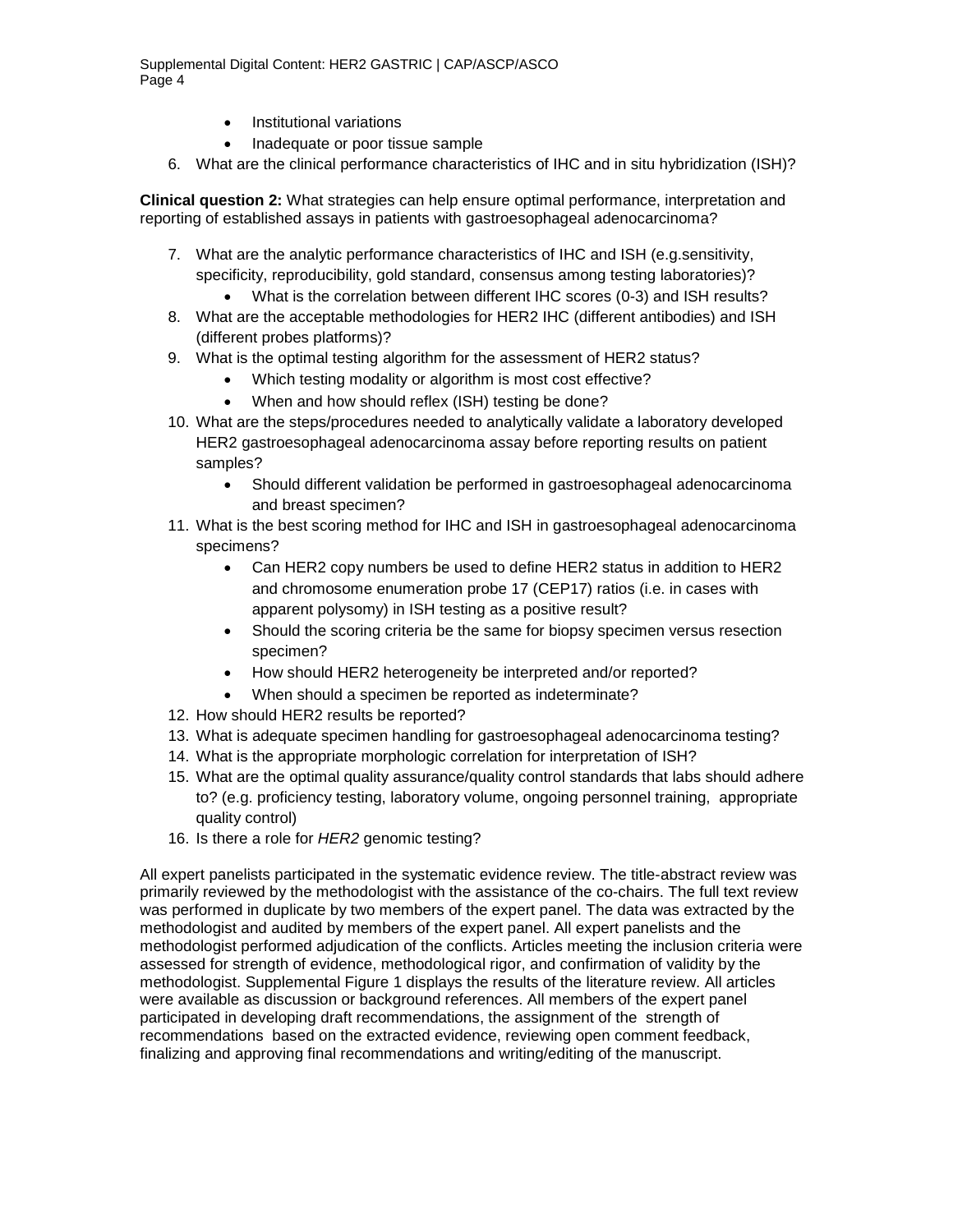- Institutional variations
- Inadequate or poor tissue sample

6. What are the clinical performance characteristics of IHC and in situ hybridization (ISH)?

**Clinical question 2:** What strategies can help ensure optimal performance, interpretation and reporting of established assays in patients with gastroesophageal adenocarcinoma?

7. What are the analytic performance characteristics of IHC and ISH (e.g.sensitivity, specificity, reproducibility, gold standard, consensus among testing laboratories)?
    - What is the correlation between different IHC scores (0-3) and ISH results?
8. What are the acceptable methodologies for HER2 IHC (different antibodies) and ISH (different probes platforms)?
9. What is the optimal testing algorithm for the assessment of HER2 status?
    - Which testing modality or algorithm is most cost effective?
    - When and how should reflex (ISH) testing be done?
10. What are the steps/procedures needed to analytically validate a laboratory developed HER2 gastroesophageal adenocarcinoma assay before reporting results on patient samples?
    - Should different validation be performed in gastroesophageal adenocarcinoma and breast specimen?
11. What is the best scoring method for IHC and ISH in gastroesophageal adenocarcinoma specimens?
    - Can HER2 copy numbers be used to define HER2 status in addition to HER2 and chromosome enumeration probe 17 (CEP17) ratios (i.e. in cases with apparent polysomy) in ISH testing as a positive result?
    - Should the scoring criteria be the same for biopsy specimen versus resection specimen?
    - How should HER2 heterogeneity be interpreted and/or reported?
    - When should a specimen be reported as indeterminate?
12. How should HER2 results be reported?
13. What is adequate specimen handling for gastroesophageal adenocarcinoma testing?
14. What is the appropriate morphologic correlation for interpretation of ISH?
15. What are the optimal quality assurance/quality control standards that labs should adhere to? (e.g. proficiency testing, laboratory volume, ongoing personnel training, appropriate quality control)
16. Is there a role for *HER2* genomic testing?

All expert panelists participated in the systematic evidence review. The title-abstract review was primarily reviewed by the methodologist with the assistance of the co-chairs. The full text review was performed in duplicate by two members of the expert panel. The data was extracted by the methodologist and audited by members of the expert panel. All expert panelists and the methodologist performed adjudication of the conflicts. Articles meeting the inclusion criteria were assessed for strength of evidence, methodological rigor, and confirmation of validity by the methodologist. Supplemental Figure 1 displays the results of the literature review. All articles were available as discussion or background references. All members of the expert panel participated in developing draft recommendations, the assignment of the strength of recommendations based on the extracted evidence, reviewing open comment feedback, finalizing and approving final recommendations and writing/editing of the manuscript.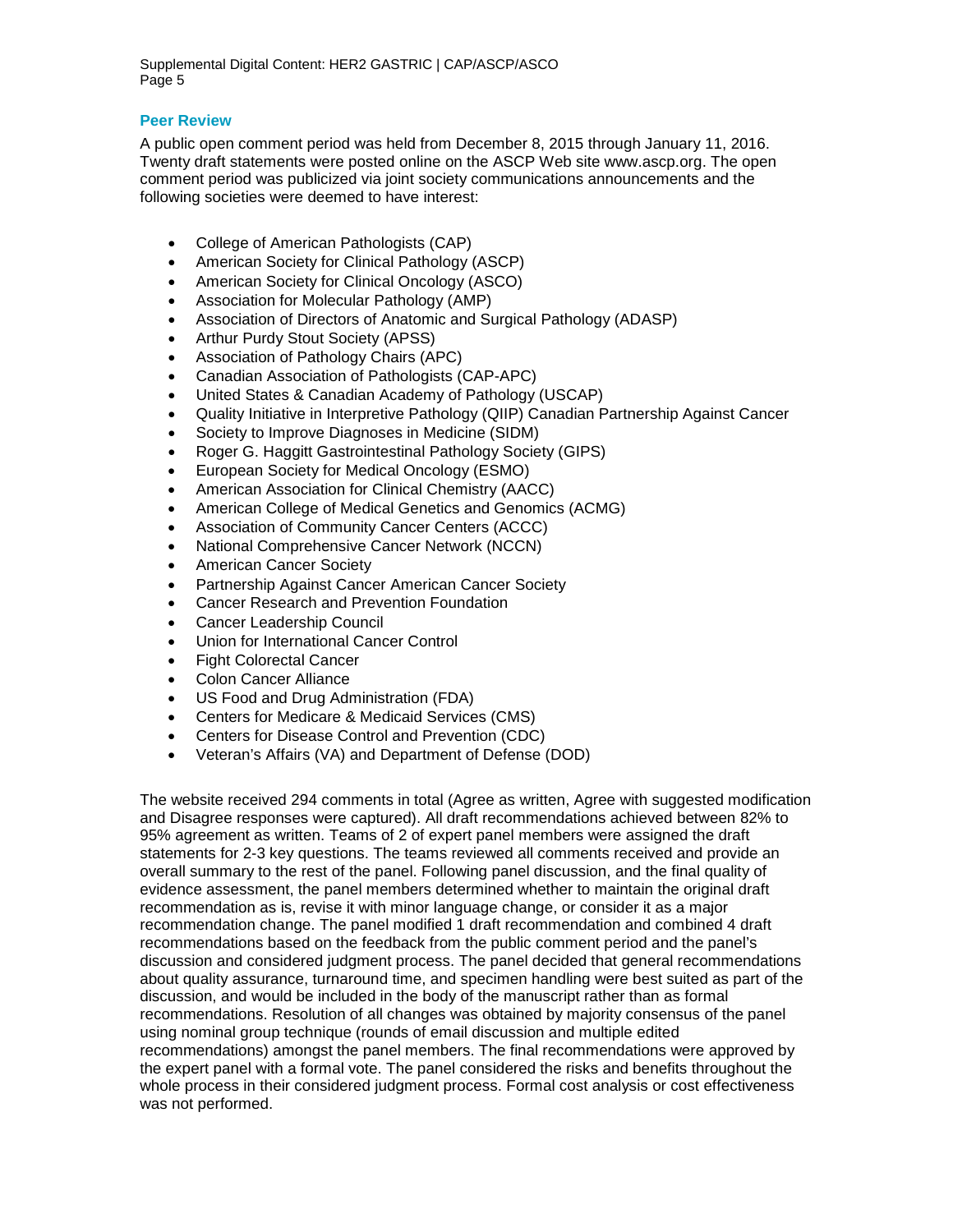## Peer Review

A public open comment period was held from December 8, 2015 through January 11, 2016. Twenty draft statements were posted online on the ASCP Web site www.ascp.org. The open comment period was publicized via joint society communications announcements and the following societies were deemed to have interest:

- College of American Pathologists (CAP)
- American Society for Clinical Pathology (ASCP)
- American Society for Clinical Oncology (ASCO)
- Association for Molecular Pathology (AMP)
- Association of Directors of Anatomic and Surgical Pathology (ADASP)
- Arthur Purdy Stout Society (APSS)
- Association of Pathology Chairs (APC)
- Canadian Association of Pathologists (CAP-APC)
- United States & Canadian Academy of Pathology (USCAP)
- Quality Initiative in Interpretive Pathology (QIIP) Canadian Partnership Against Cancer
- Society to Improve Diagnoses in Medicine (SIDM)
- Roger G. Haggitt Gastrointestinal Pathology Society (GIPS)
- European Society for Medical Oncology (ESMO)
- American Association for Clinical Chemistry (AACC)
- American College of Medical Genetics and Genomics (ACMG)
- Association of Community Cancer Centers (ACCC)
- National Comprehensive Cancer Network (NCCN)
- American Cancer Society
- Partnership Against Cancer American Cancer Society
- Cancer Research and Prevention Foundation
- Cancer Leadership Council
- Union for International Cancer Control
- Fight Colorectal Cancer
- Colon Cancer Alliance
- US Food and Drug Administration (FDA)
- Centers for Medicare & Medicaid Services (CMS)
- Centers for Disease Control and Prevention (CDC)
- Veteran's Affairs (VA) and Department of Defense (DOD)

The website received 294 comments in total (Agree as written, Agree with suggested modification and Disagree responses were captured). All draft recommendations achieved between 82% to 95% agreement as written. Teams of 2 of expert panel members were assigned the draft statements for 2-3 key questions. The teams reviewed all comments received and provide an overall summary to the rest of the panel. Following panel discussion, and the final quality of evidence assessment, the panel members determined whether to maintain the original draft recommendation as is, revise it with minor language change, or consider it as a major recommendation change. The panel modified 1 draft recommendation and combined 4 draft recommendations based on the feedback from the public comment period and the panel's discussion and considered judgment process. The panel decided that general recommendations about quality assurance, turnaround time, and specimen handling were best suited as part of the discussion, and would be included in the body of the manuscript rather than as formal recommendations. Resolution of all changes was obtained by majority consensus of the panel using nominal group technique (rounds of email discussion and multiple edited recommendations) amongst the panel members. The final recommendations were approved by the expert panel with a formal vote. The panel considered the risks and benefits throughout the whole process in their considered judgment process. Formal cost analysis or cost effectiveness was not performed.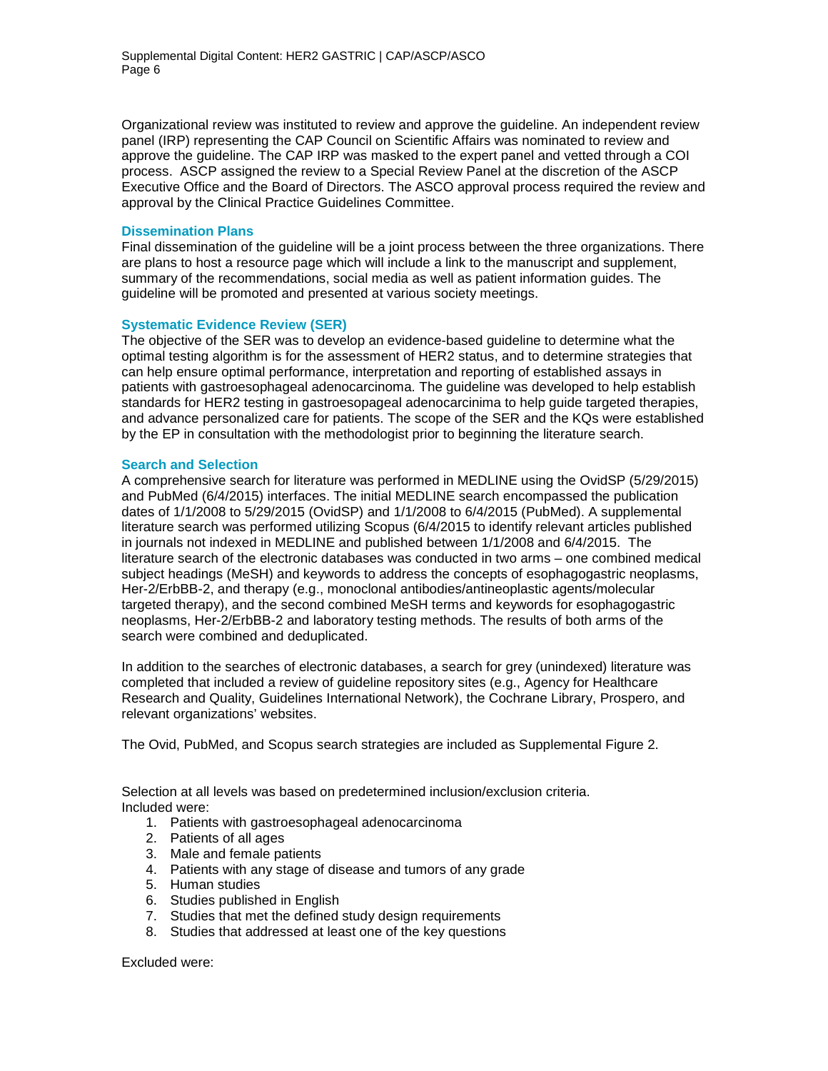Organizational review was instituted to review and approve the guideline. An independent review panel (IRP) representing the CAP Council on Scientific Affairs was nominated to review and approve the guideline. The CAP IRP was masked to the expert panel and vetted through a COI process. ASCP assigned the review to a Special Review Panel at the discretion of the ASCP Executive Office and the Board of Directors. The ASCO approval process required the review and approval by the Clinical Practice Guidelines Committee.

### Dissemination Plans

Final dissemination of the guideline will be a joint process between the three organizations. There are plans to host a resource page which will include a link to the manuscript and supplement, summary of the recommendations, social media as well as patient information guides. The guideline will be promoted and presented at various society meetings.

### Systematic Evidence Review (SER)

The objective of the SER was to develop an evidence-based guideline to determine what the optimal testing algorithm is for the assessment of HER2 status, and to determine strategies that can help ensure optimal performance, interpretation and reporting of established assays in patients with gastroesophageal adenocarcinoma. The guideline was developed to help establish standards for HER2 testing in gastroesopageal adenocarcinima to help guide targeted therapies, and advance personalized care for patients. The scope of the SER and the KQs were established by the EP in consultation with the methodologist prior to beginning the literature search.

### Search and Selection

A comprehensive search for literature was performed in MEDLINE using the OvidSP (5/29/2015) and PubMed (6/4/2015) interfaces. The initial MEDLINE search encompassed the publication dates of 1/1/2008 to 5/29/2015 (OvidSP) and 1/1/2008 to 6/4/2015 (PubMed). A supplemental literature search was performed utilizing Scopus (6/4/2015 to identify relevant articles published in journals not indexed in MEDLINE and published between 1/1/2008 and 6/4/2015. The literature search of the electronic databases was conducted in two arms – one combined medical subject headings (MeSH) and keywords to address the concepts of esophagogastric neoplasms, Her-2/ErbBB-2, and therapy (e.g., monoclonal antibodies/antineoplastic agents/molecular targeted therapy), and the second combined MeSH terms and keywords for esophagogastric neoplasms, Her-2/ErbBB-2 and laboratory testing methods. The results of both arms of the search were combined and deduplicated.

In addition to the searches of electronic databases, a search for grey (unindexed) literature was completed that included a review of guideline repository sites (e.g., Agency for Healthcare Research and Quality, Guidelines International Network), the Cochrane Library, Prospero, and relevant organizations' websites.

The Ovid, PubMed, and Scopus search strategies are included as Supplemental Figure 2.

Selection at all levels was based on predetermined inclusion/exclusion criteria.
Included were:

1. Patients with gastroesophageal adenocarcinoma
2. Patients of all ages
3. Male and female patients
4. Patients with any stage of disease and tumors of any grade
5. Human studies
6. Studies published in English
7. Studies that met the defined study design requirements
8. Studies that addressed at least one of the key questions

Excluded were: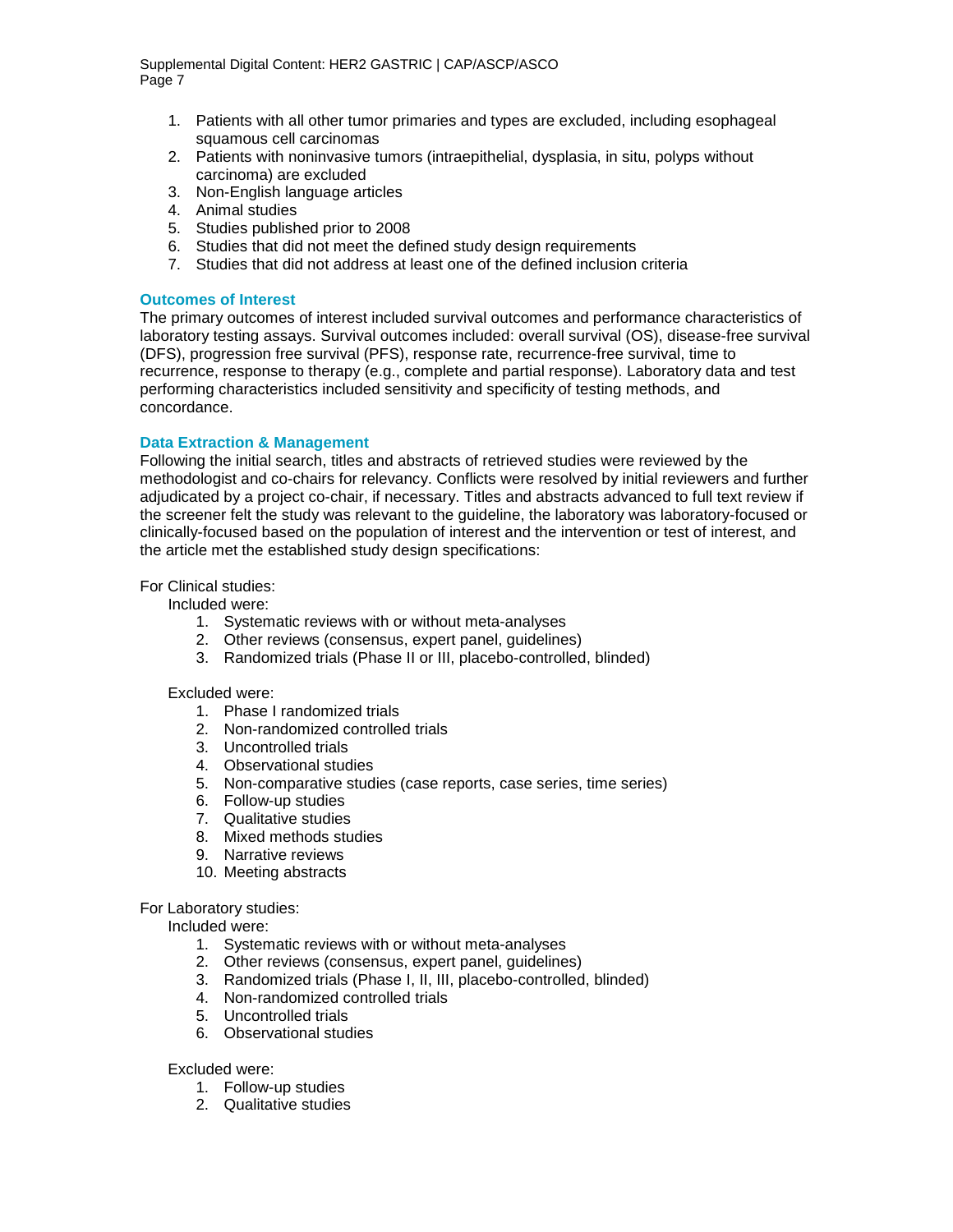1. Patients with all other tumor primaries and types are excluded, including esophageal squamous cell carcinomas
2. Patients with noninvasive tumors (intraepithelial, dysplasia, in situ, polyps without carcinoma) are excluded
3. Non-English language articles
4. Animal studies
5. Studies published prior to 2008
6. Studies that did not meet the defined study design requirements
7. Studies that did not address at least one of the defined inclusion criteria

### Outcomes of Interest

The primary outcomes of interest included survival outcomes and performance characteristics of laboratory testing assays. Survival outcomes included: overall survival (OS), disease-free survival (DFS), progression free survival (PFS), response rate, recurrence-free survival, time to recurrence, response to therapy (e.g., complete and partial response). Laboratory data and test performing characteristics included sensitivity and specificity of testing methods, and concordance.

### Data Extraction & Management

Following the initial search, titles and abstracts of retrieved studies were reviewed by the methodologist and co-chairs for relevancy. Conflicts were resolved by initial reviewers and further adjudicated by a project co-chair, if necessary. Titles and abstracts advanced to full text review if the screener felt the study was relevant to the guideline, the laboratory was laboratory-focused or clinically-focused based on the population of interest and the intervention or test of interest, and the article met the established study design specifications:

For Clinical studies:

Included were:

1. Systematic reviews with or without meta-analyses
2. Other reviews (consensus, expert panel, guidelines)
3. Randomized trials (Phase II or III, placebo-controlled, blinded)

Excluded were:

1. Phase I randomized trials
2. Non-randomized controlled trials
3. Uncontrolled trials
4. Observational studies
5. Non-comparative studies (case reports, case series, time series)
6. Follow-up studies
7. Qualitative studies
8. Mixed methods studies
9. Narrative reviews
10. Meeting abstracts

For Laboratory studies:

Included were:

1. Systematic reviews with or without meta-analyses
2. Other reviews (consensus, expert panel, guidelines)
3. Randomized trials (Phase I, II, III, placebo-controlled, blinded)
4. Non-randomized controlled trials
5. Uncontrolled trials
6. Observational studies

Excluded were:

1. Follow-up studies
2. Qualitative studies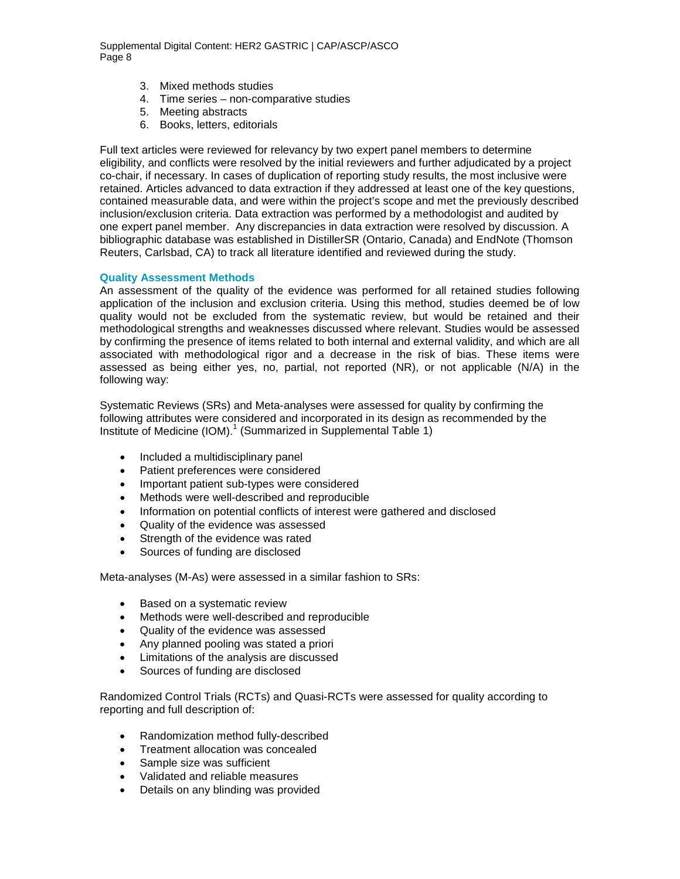3. Mixed methods studies
4. Time series – non-comparative studies
5. Meeting abstracts
6. Books, letters, editorials

Full text articles were reviewed for relevancy by two expert panel members to determine eligibility, and conflicts were resolved by the initial reviewers and further adjudicated by a project co-chair, if necessary. In cases of duplication of reporting study results, the most inclusive were retained. Articles advanced to data extraction if they addressed at least one of the key questions, contained measurable data, and were within the project's scope and met the previously described inclusion/exclusion criteria. Data extraction was performed by a methodologist and audited by one expert panel member. Any discrepancies in data extraction were resolved by discussion. A bibliographic database was established in DistillerSR (Ontario, Canada) and EndNote (Thomson Reuters, Carlsbad, CA) to track all literature identified and reviewed during the study.

### Quality Assessment Methods

An assessment of the quality of the evidence was performed for all retained studies following application of the inclusion and exclusion criteria. Using this method, studies deemed be of low quality would not be excluded from the systematic review, but would be retained and their methodological strengths and weaknesses discussed where relevant. Studies would be assessed by confirming the presence of items related to both internal and external validity, and which are all associated with methodological rigor and a decrease in the risk of bias. These items were assessed as being either yes, no, partial, not reported (NR), or not applicable (N/A) in the following way:

Systematic Reviews (SRs) and Meta-analyses were assessed for quality by confirming the following attributes were considered and incorporated in its design as recommended by the Institute of Medicine (IOM).[1] (Summarized in Supplemental Table 1)

- Included a multidisciplinary panel
- Patient preferences were considered
- Important patient sub-types were considered
- Methods were well-described and reproducible
- Information on potential conflicts of interest were gathered and disclosed
- Quality of the evidence was assessed
- Strength of the evidence was rated
- Sources of funding are disclosed

Meta-analyses (M-As) were assessed in a similar fashion to SRs:

- Based on a systematic review
- Methods were well-described and reproducible
- Quality of the evidence was assessed
- Any planned pooling was stated a priori
- Limitations of the analysis are discussed
- Sources of funding are disclosed

Randomized Control Trials (RCTs) and Quasi-RCTs were assessed for quality according to reporting and full description of:

- Randomization method fully-described
- Treatment allocation was concealed
- Sample size was sufficient
- Validated and reliable measures
- Details on any blinding was provided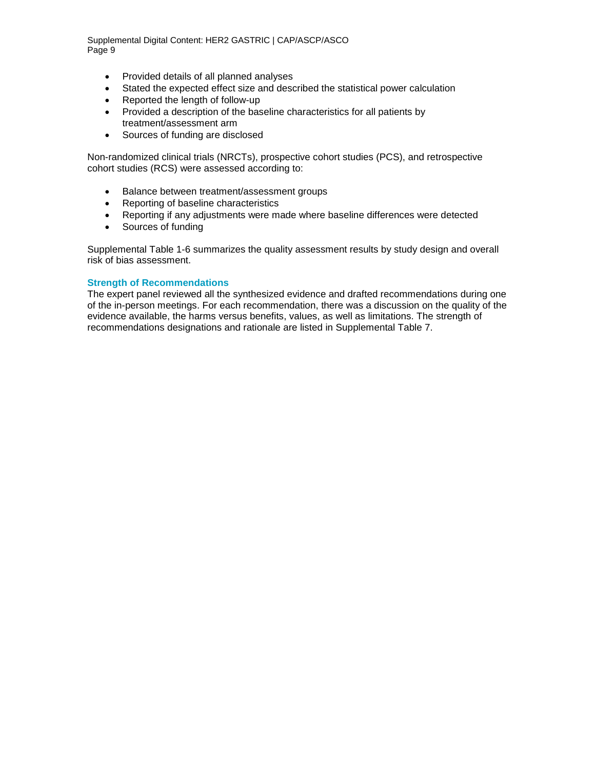- Provided details of all planned analyses
- Stated the expected effect size and described the statistical power calculation
- Reported the length of follow-up
- Provided a description of the baseline characteristics for all patients by treatment/assessment arm
- Sources of funding are disclosed

Non-randomized clinical trials (NRCTs), prospective cohort studies (PCS), and retrospective cohort studies (RCS) were assessed according to:

- Balance between treatment/assessment groups
- Reporting of baseline characteristics
- Reporting if any adjustments were made where baseline differences were detected
- Sources of funding

Supplemental Table 1-6 summarizes the quality assessment results by study design and overall risk of bias assessment.

### Strength of Recommendations

The expert panel reviewed all the synthesized evidence and drafted recommendations during one of the in-person meetings. For each recommendation, there was a discussion on the quality of the evidence available, the harms versus benefits, values, as well as limitations. The strength of recommendations designations and rationale are listed in Supplemental Table 7.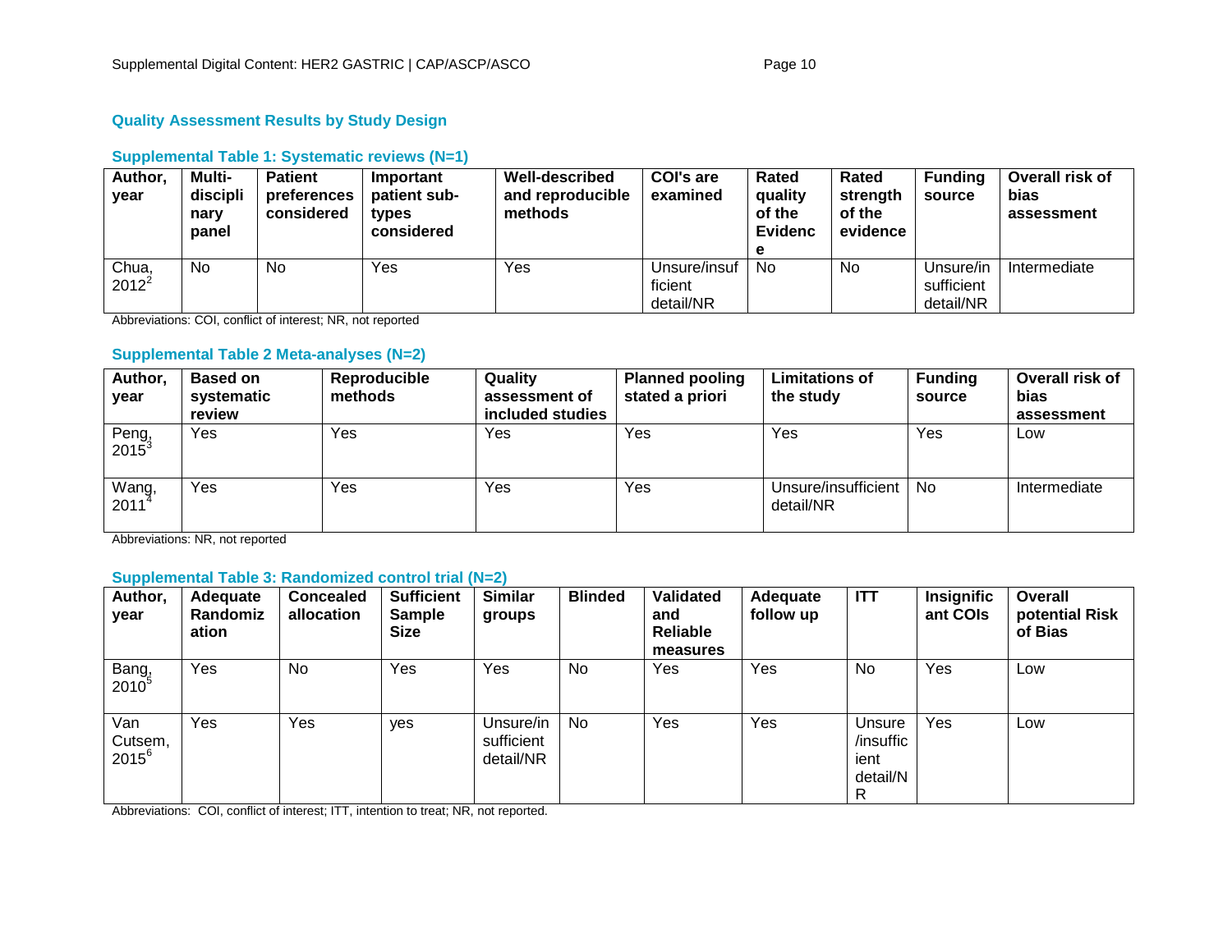### Quality Assessment Results by Study Design

#### Supplemental Table 1: Systematic reviews (N=1)

| Author, year | Multi-disciplinary panel | Patient preferences considered | Important patient sub-types considered | Well-described and reproducible methods | COI's are examined | Rated quality of the Evidence | Rated strength of the evidence | Funding source | Overall risk of bias assessment |
|---|---|---|---|---|---|---|---|---|---|
| Chua, 2012[2] | No | No | Yes | Yes | Unsure/insufficient detail/NR | No | No | Unsure/insufficient detail/NR | Intermediate |

Abbreviations: COI, conflict of interest; NR, not reported

#### Supplemental Table 2 Meta-analyses (N=2)

| Author, year | Based on systematic review | Reproducible methods | Quality assessment of included studies | Planned pooling stated a priori | Limitations of the study | Funding source | Overall risk of bias assessment |
|---|---|---|---|---|---|---|---|
| Peng, 2015[3] | Yes | Yes | Yes | Yes | Yes | Yes | Low |
| Wang, 2011[4] | Yes | Yes | Yes | Yes | Unsure/insufficient detail/NR | No | Intermediate |

Abbreviations: NR, not reported

#### Supplemental Table 3: Randomized control trial (N=2)

| Author, year | Adequate Randomization | Concealed allocation | Sufficient Sample Size | Similar groups | Blinded | Validated and Reliable measures | Adequate follow up | ITT | Insignificant COIs | Overall potential Risk of Bias |
|---|---|---|---|---|---|---|---|---|---|---|
| Bang, 2010[5] | Yes | No | Yes | Yes | No | Yes | Yes | No | Yes | Low |
| Van Cutsem, 2015[6] | Yes | Yes | yes | Unsure/insufficient detail/NR | No | Yes | Yes | Unsure/insufficient detail/NR | Yes | Low |

Abbreviations: COI, conflict of interest; ITT, intention to treat; NR, not reported.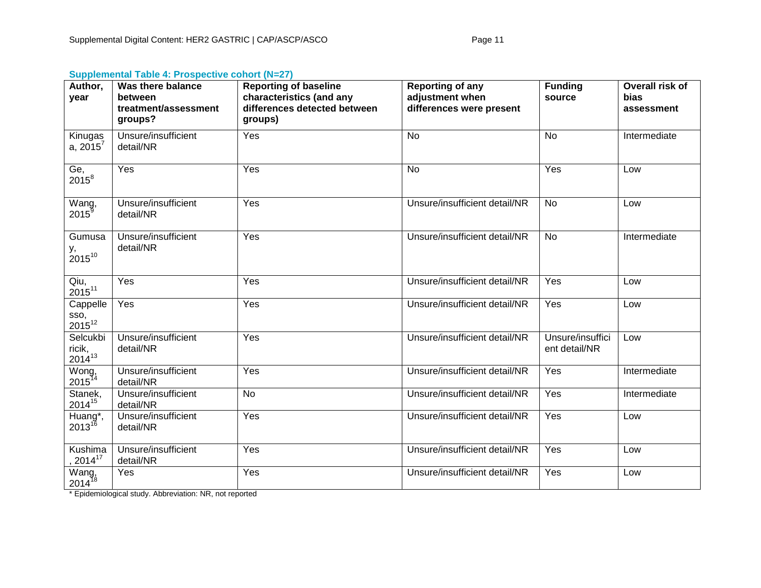### Supplemental Table 4: Prospective cohort (N=27)

| Author, year | Was there balance between treatment/assessment groups? | Reporting of baseline characteristics (and any differences detected between groups) | Reporting of any adjustment when differences were present | Funding source | Overall risk of bias assessment |
|---|---|---|---|---|---|
| Kinugasa, 2015[7] | Unsure/insufficient detail/NR | Yes | No | No | Intermediate |
| Ge, 2015[8] | Yes | Yes | No | Yes | Low |
| Wang, 2015[9] | Unsure/insufficient detail/NR | Yes | Unsure/insufficient detail/NR | No | Low |
| Gumusay, 2015[10] | Unsure/insufficient detail/NR | Yes | Unsure/insufficient detail/NR | No | Intermediate |
| Qiu, 2015[11] | Yes | Yes | Unsure/insufficient detail/NR | Yes | Low |
| Cappellesso, 2015[12] | Yes | Yes | Unsure/insufficient detail/NR | Yes | Low |
| Selcukbiricik, 2014[13] | Unsure/insufficient detail/NR | Yes | Unsure/insufficient detail/NR | Unsure/insufficient detail/NR | Low |
| Wong, 2015[14] | Unsure/insufficient detail/NR | Yes | Unsure/insufficient detail/NR | Yes | Intermediate |
| Stanek, 2014[15] | Unsure/insufficient detail/NR | No | Unsure/insufficient detail/NR | Yes | Intermediate |
| Huang*, 2013[16] | Unsure/insufficient detail/NR | Yes | Unsure/insufficient detail/NR | Yes | Low |
| Kushima, 2014[17] | Unsure/insufficient detail/NR | Yes | Unsure/insufficient detail/NR | Yes | Low |
| Wang, 2014[18] | Yes | Yes | Unsure/insufficient detail/NR | Yes | Low |

* Epidemiological study. Abbreviation: NR, not reported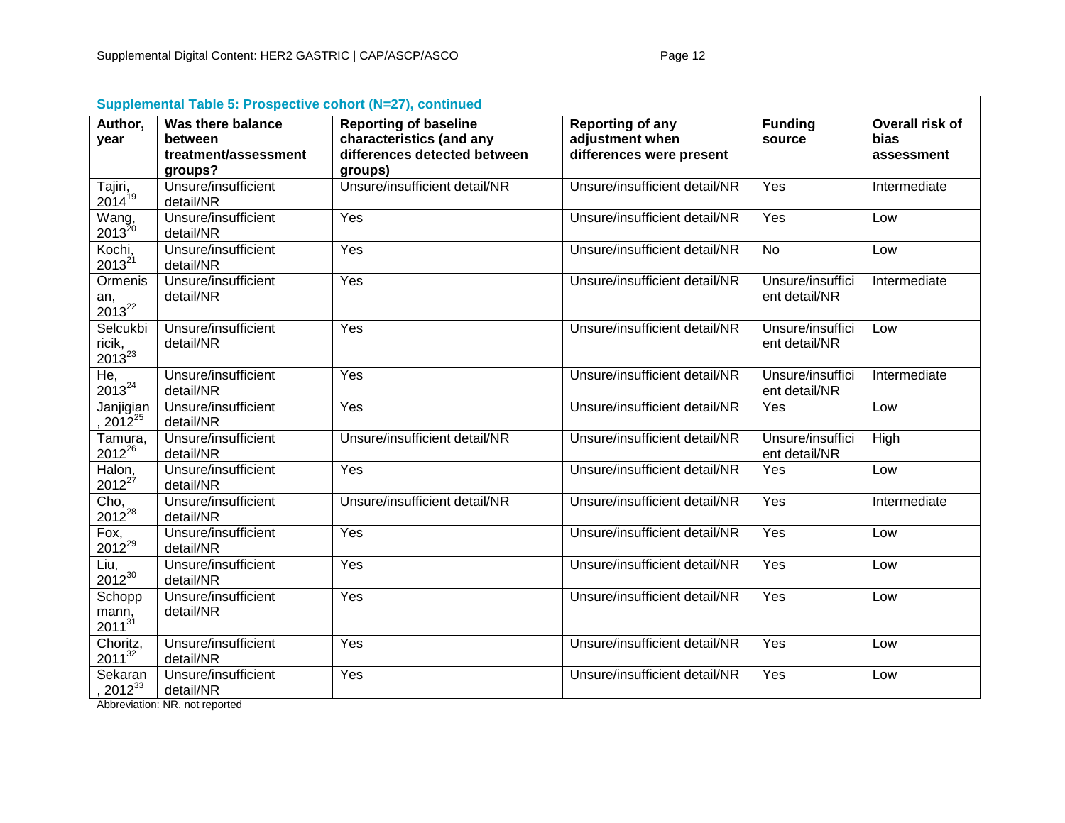**Supplemental Table 5: Prospective cohort (N=27), continued**

| Author, year | Was there balance between treatment/assessment groups? | Reporting of baseline characteristics (and any differences detected between groups) | Reporting of any adjustment when differences were present | Funding source | Overall risk of bias assessment |
|---|---|---|---|---|---|
| Tajiri, 2014[19] | Unsure/insufficient detail/NR | Unsure/insufficient detail/NR | Unsure/insufficient detail/NR | Yes | Intermediate |
| Wang, 2013[20] | Unsure/insufficient detail/NR | Yes | Unsure/insufficient detail/NR | Yes | Low |
| Kochi, 2013[21] | Unsure/insufficient detail/NR | Yes | Unsure/insufficient detail/NR | No | Low |
| Ormenisan, 2013[22] | Unsure/insufficient detail/NR | Yes | Unsure/insufficient detail/NR | Unsure/insufficient detail/NR | Intermediate |
| Selcukbiricik, 2013[23] | Unsure/insufficient detail/NR | Yes | Unsure/insufficient detail/NR | Unsure/insufficient detail/NR | Low |
| He, 2013[24] | Unsure/insufficient detail/NR | Yes | Unsure/insufficient detail/NR | Unsure/insufficient detail/NR | Intermediate |
| Janjigian, 2012[25] | Unsure/insufficient detail/NR | Yes | Unsure/insufficient detail/NR | Yes | Low |
| Tamura, 2012[26] | Unsure/insufficient detail/NR | Unsure/insufficient detail/NR | Unsure/insufficient detail/NR | Unsure/insufficient detail/NR | High |
| Halon, 2012[27] | Unsure/insufficient detail/NR | Yes | Unsure/insufficient detail/NR | Yes | Low |
| Cho, 2012[28] | Unsure/insufficient detail/NR | Unsure/insufficient detail/NR | Unsure/insufficient detail/NR | Yes | Intermediate |
| Fox, 2012[29] | Unsure/insufficient detail/NR | Yes | Unsure/insufficient detail/NR | Yes | Low |
| Liu, 2012[30] | Unsure/insufficient detail/NR | Yes | Unsure/insufficient detail/NR | Yes | Low |
| Schoppmann, 2011[31] | Unsure/insufficient detail/NR | Yes | Unsure/insufficient detail/NR | Yes | Low |
| Choritz, 2011[32] | Unsure/insufficient detail/NR | Yes | Unsure/insufficient detail/NR | Yes | Low |
| Sekaran, 2012[33] | Unsure/insufficient detail/NR | Yes | Unsure/insufficient detail/NR | Yes | Low |

Abbreviation: NR, not reported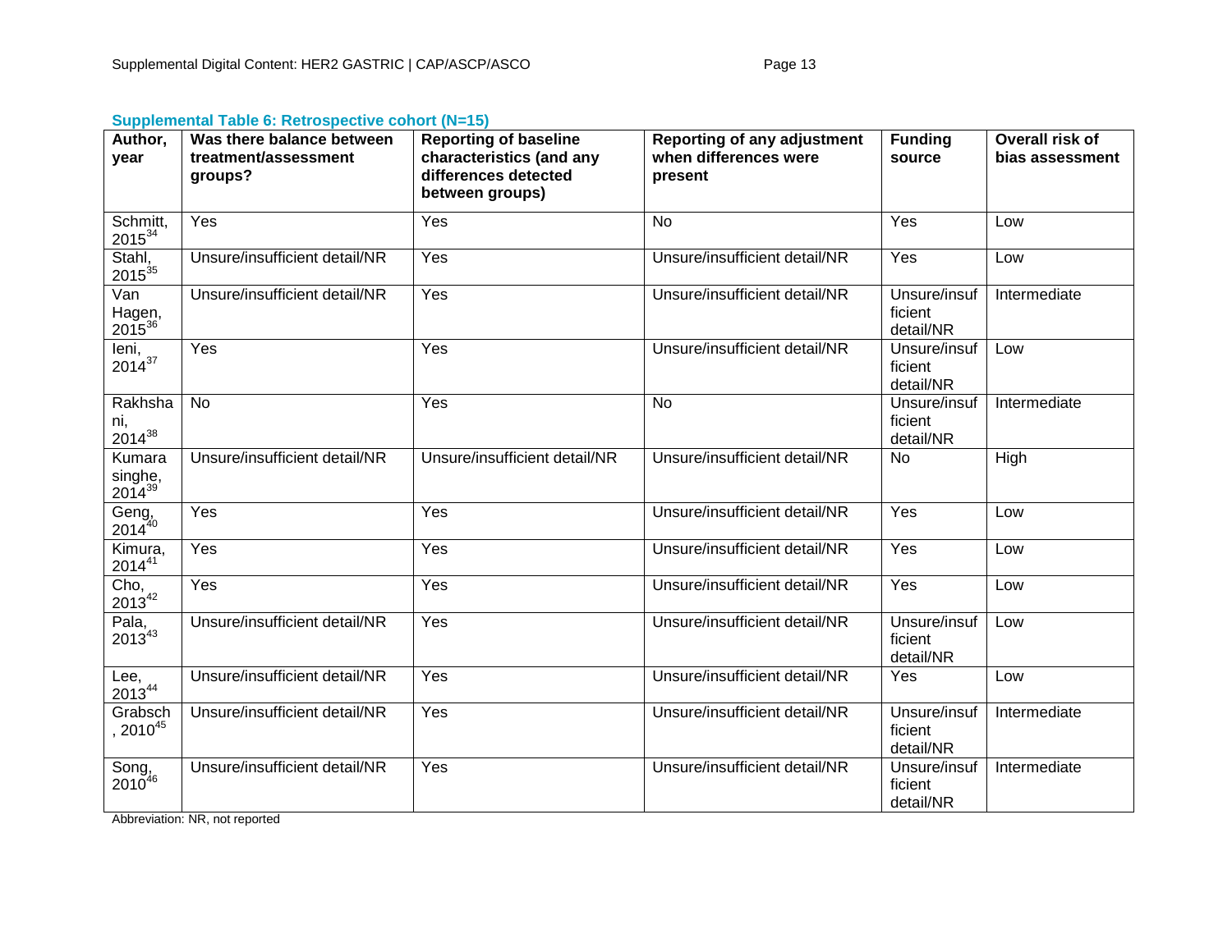### Supplemental Table 6: Retrospective cohort (N=15)

| Author, year | Was there balance between treatment/assessment groups? | Reporting of baseline characteristics (and any differences detected between groups) | Reporting of any adjustment when differences were present | Funding source | Overall risk of bias assessment |
|---|---|---|---|---|---|
| Schmitt, 2015[34] | Yes | Yes | No | Yes | Low |
| Stahl, 2015[35] | Unsure/insufficient detail/NR | Yes | Unsure/insufficient detail/NR | Yes | Low |
| Van Hagen, 2015[36] | Unsure/insufficient detail/NR | Yes | Unsure/insufficient detail/NR | Unsure/insufficient detail/NR | Intermediate |
| Ieni, 2014[37] | Yes | Yes | Unsure/insufficient detail/NR | Unsure/insufficient detail/NR | Low |
| Rakhshani, 2014[38] | No | Yes | No | Unsure/insufficient detail/NR | Intermediate |
| Kumarasinghe, 2014[39] | Unsure/insufficient detail/NR | Unsure/insufficient detail/NR | Unsure/insufficient detail/NR | No | High |
| Geng, 2014[40] | Yes | Yes | Unsure/insufficient detail/NR | Yes | Low |
| Kimura, 2014[41] | Yes | Yes | Unsure/insufficient detail/NR | Yes | Low |
| Cho, 2013[42] | Yes | Yes | Unsure/insufficient detail/NR | Yes | Low |
| Pala, 2013[43] | Unsure/insufficient detail/NR | Yes | Unsure/insufficient detail/NR | Unsure/insufficient detail/NR | Low |
| Lee, 2013[44] | Unsure/insufficient detail/NR | Yes | Unsure/insufficient detail/NR | Yes | Low |
| Grabsch, 2010[45] | Unsure/insufficient detail/NR | Yes | Unsure/insufficient detail/NR | Unsure/insufficient detail/NR | Intermediate |
| Song, 2010[46] | Unsure/insufficient detail/NR | Yes | Unsure/insufficient detail/NR | Unsure/insufficient detail/NR | Intermediate |

Abbreviation: NR, not reported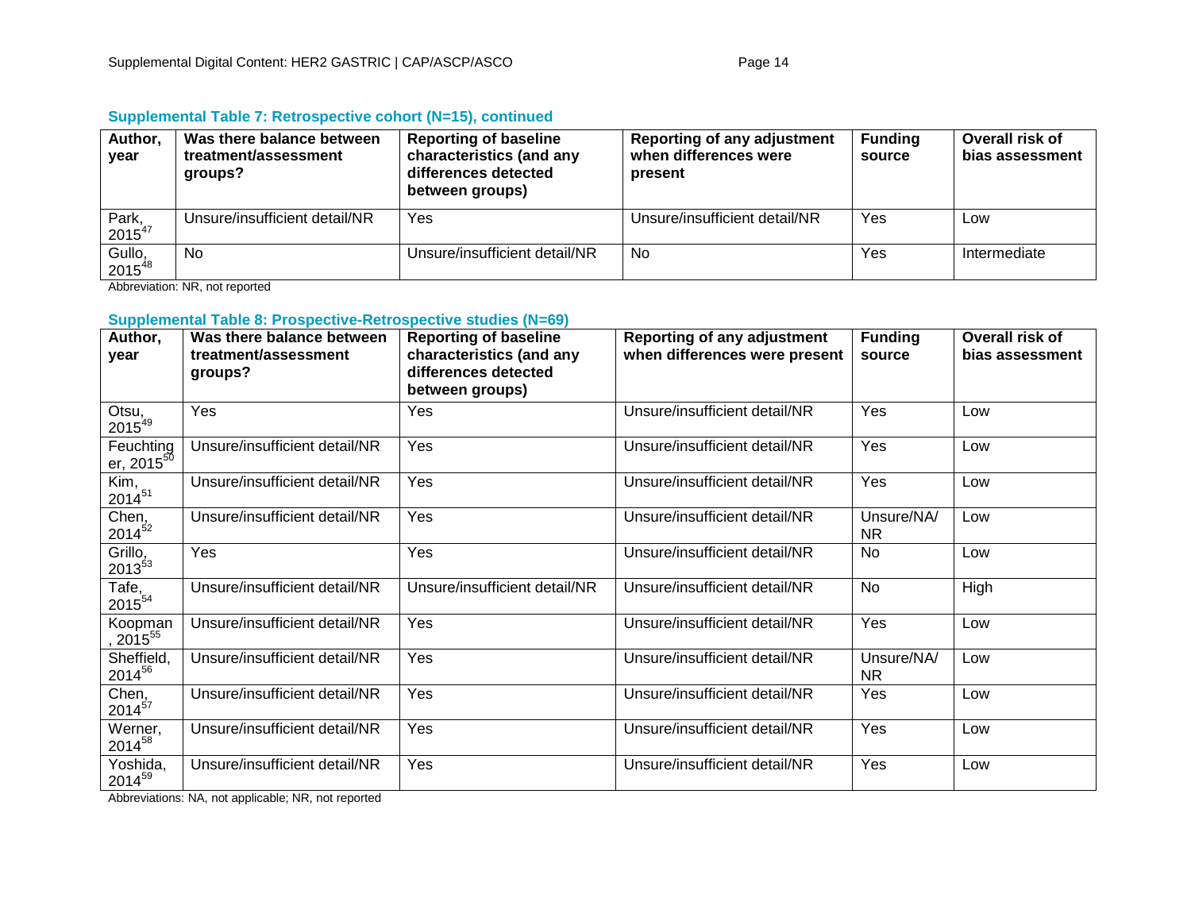### Supplemental Table 7: Retrospective cohort (N=15), continued

| Author, year | Was there balance between treatment/assessment groups? | Reporting of baseline characteristics (and any differences detected between groups) | Reporting of any adjustment when differences were present | Funding source | Overall risk of bias assessment |
|---|---|---|---|---|---|
| Park, 2015[47] | Unsure/insufficient detail/NR | Yes | Unsure/insufficient detail/NR | Yes | Low |
| Gullo, 2015[48] | No | Unsure/insufficient detail/NR | No | Yes | Intermediate |

Abbreviation: NR, not reported

### Supplemental Table 8: Prospective-Retrospective studies (N=69)

| Author, year | Was there balance between treatment/assessment groups? | Reporting of baseline characteristics (and any differences detected between groups) | Reporting of any adjustment when differences were present | Funding source | Overall risk of bias assessment |
|---|---|---|---|---|---|
| Otsu, 2015[49] | Yes | Yes | Unsure/insufficient detail/NR | Yes | Low |
| Feuchtinger, 2015[50] | Unsure/insufficient detail/NR | Yes | Unsure/insufficient detail/NR | Yes | Low |
| Kim, 2014[51] | Unsure/insufficient detail/NR | Yes | Unsure/insufficient detail/NR | Yes | Low |
| Chen, 2014[52] | Unsure/insufficient detail/NR | Yes | Unsure/insufficient detail/NR | Unsure/NA/NR | Low |
| Grillo, 2013[53] | Yes | Yes | Unsure/insufficient detail/NR | No | Low |
| Tafe, 2015[54] | Unsure/insufficient detail/NR | Unsure/insufficient detail/NR | Unsure/insufficient detail/NR | No | High |
| Koopman, 2015[55] | Unsure/insufficient detail/NR | Yes | Unsure/insufficient detail/NR | Yes | Low |
| Sheffield, 2014[56] | Unsure/insufficient detail/NR | Yes | Unsure/insufficient detail/NR | Unsure/NA/NR | Low |
| Chen, 2014[57] | Unsure/insufficient detail/NR | Yes | Unsure/insufficient detail/NR | Yes | Low |
| Werner, 2014[58] | Unsure/insufficient detail/NR | Yes | Unsure/insufficient detail/NR | Yes | Low |
| Yoshida, 2014[59] | Unsure/insufficient detail/NR | Yes | Unsure/insufficient detail/NR | Yes | Low |

Abbreviations: NA, not applicable; NR, not reported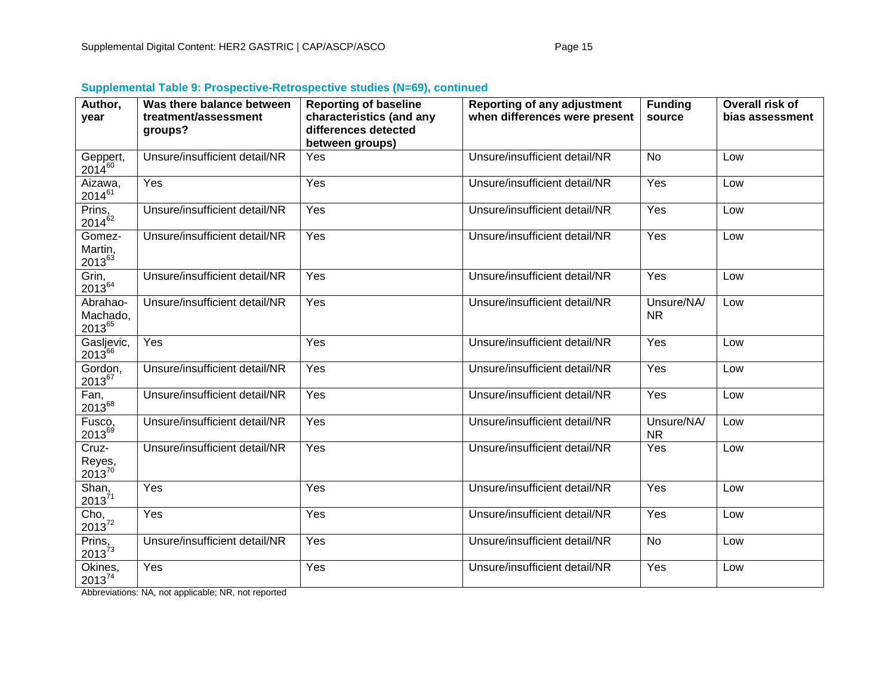### Supplemental Table 9: Prospective-Retrospective studies (N=69), continued

| Author, year | Was there balance between treatment/assessment groups? | Reporting of baseline characteristics (and any differences detected between groups) | Reporting of any adjustment when differences were present | Funding source | Overall risk of bias assessment |
|---|---|---|---|---|---|
| Geppert, 2014[60] | Unsure/insufficient detail/NR | Yes | Unsure/insufficient detail/NR | No | Low |
| Aizawa, 2014[61] | Yes | Yes | Unsure/insufficient detail/NR | Yes | Low |
| Prins, 2014[62] | Unsure/insufficient detail/NR | Yes | Unsure/insufficient detail/NR | Yes | Low |
| Gomez-Martin, 2013[63] | Unsure/insufficient detail/NR | Yes | Unsure/insufficient detail/NR | Yes | Low |
| Grin, 2013[64] | Unsure/insufficient detail/NR | Yes | Unsure/insufficient detail/NR | Yes | Low |
| Abrahao-Machado, 2013[65] | Unsure/insufficient detail/NR | Yes | Unsure/insufficient detail/NR | Unsure/NA/NR | Low |
| Gasljevic, 2013[66] | Yes | Yes | Unsure/insufficient detail/NR | Yes | Low |
| Gordon, 2013[67] | Unsure/insufficient detail/NR | Yes | Unsure/insufficient detail/NR | Yes | Low |
| Fan, 2013[68] | Unsure/insufficient detail/NR | Yes | Unsure/insufficient detail/NR | Yes | Low |
| Fusco, 2013[69] | Unsure/insufficient detail/NR | Yes | Unsure/insufficient detail/NR | Unsure/NA/NR | Low |
| Cruz-Reyes, 2013[70] | Unsure/insufficient detail/NR | Yes | Unsure/insufficient detail/NR | Yes | Low |
| Shan, 2013[71] | Yes | Yes | Unsure/insufficient detail/NR | Yes | Low |
| Cho, 2013[72] | Yes | Yes | Unsure/insufficient detail/NR | Yes | Low |
| Prins, 2013[73] | Unsure/insufficient detail/NR | Yes | Unsure/insufficient detail/NR | No | Low |
| Okines, 2013[74] | Yes | Yes | Unsure/insufficient detail/NR | Yes | Low |

Abbreviations: NA, not applicable; NR, not reported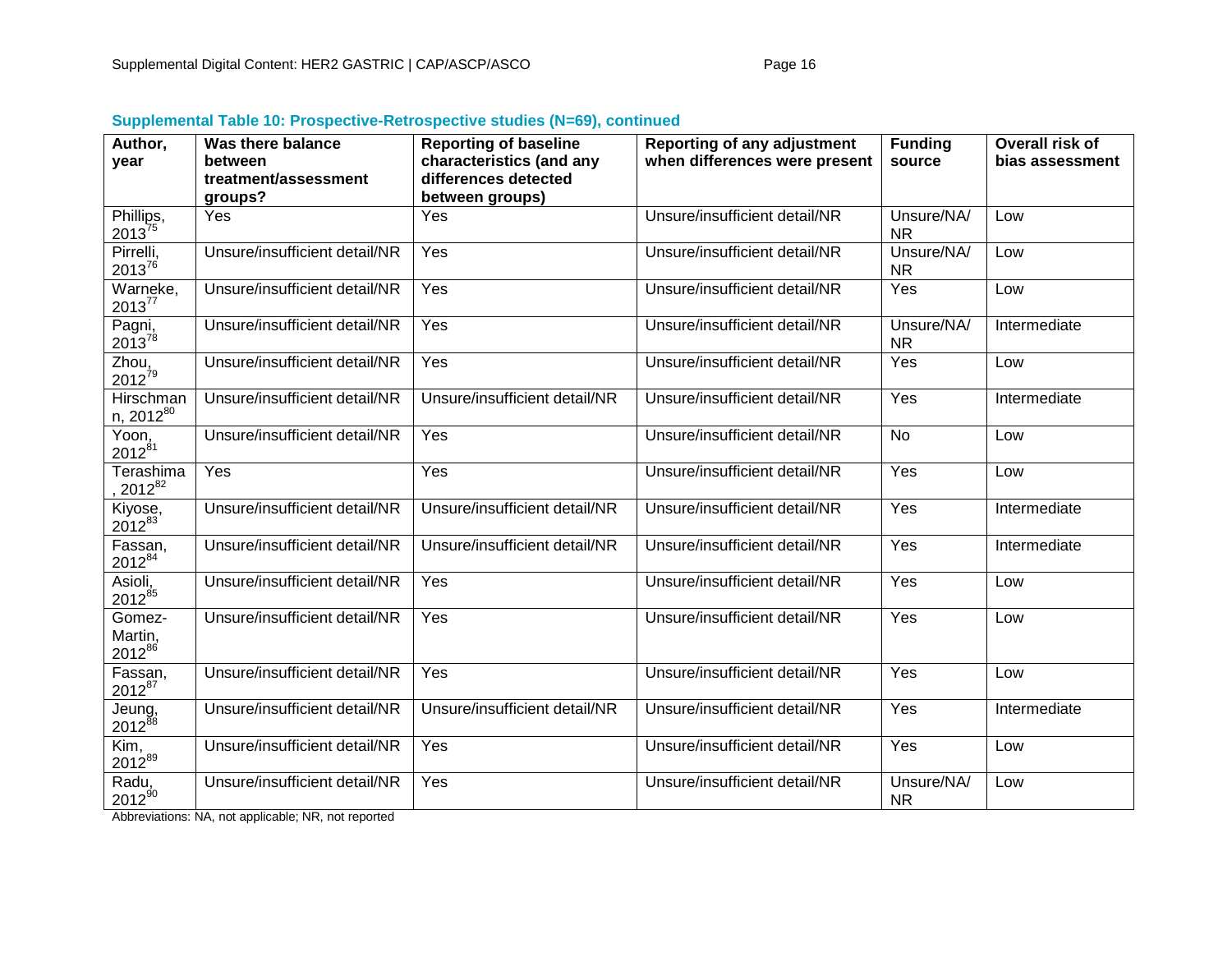**Supplemental Table 10: Prospective-Retrospective studies (N=69), continued**

| Author, year | Was there balance between treatment/assessment groups? | Reporting of baseline characteristics (and any differences detected between groups) | Reporting of any adjustment when differences were present | Funding source | Overall risk of bias assessment |
|---|---|---|---|---|---|
| Phillips, 2013[75] | Yes | Yes | Unsure/insufficient detail/NR | Unsure/NA/NR | Low |
| Pirrelli, 2013[76] | Unsure/insufficient detail/NR | Yes | Unsure/insufficient detail/NR | Unsure/NA/NR | Low |
| Warneke, 2013[77] | Unsure/insufficient detail/NR | Yes | Unsure/insufficient detail/NR | Yes | Low |
| Pagni, 2013[78] | Unsure/insufficient detail/NR | Yes | Unsure/insufficient detail/NR | Unsure/NA/NR | Intermediate |
| Zhou, 2012[79] | Unsure/insufficient detail/NR | Yes | Unsure/insufficient detail/NR | Yes | Low |
| Hirschmann, 2012[80] | Unsure/insufficient detail/NR | Unsure/insufficient detail/NR | Unsure/insufficient detail/NR | Yes | Intermediate |
| Yoon, 2012[81] | Unsure/insufficient detail/NR | Yes | Unsure/insufficient detail/NR | No | Low |
| Terashima, 2012[82] | Yes | Yes | Unsure/insufficient detail/NR | Yes | Low |
| Kiyose, 2012[83] | Unsure/insufficient detail/NR | Unsure/insufficient detail/NR | Unsure/insufficient detail/NR | Yes | Intermediate |
| Fassan, 2012[84] | Unsure/insufficient detail/NR | Unsure/insufficient detail/NR | Unsure/insufficient detail/NR | Yes | Intermediate |
| Asioli, 2012[85] | Unsure/insufficient detail/NR | Yes | Unsure/insufficient detail/NR | Yes | Low |
| Gomez-Martin, 2012[86] | Unsure/insufficient detail/NR | Yes | Unsure/insufficient detail/NR | Yes | Low |
| Fassan, 2012[87] | Unsure/insufficient detail/NR | Yes | Unsure/insufficient detail/NR | Yes | Low |
| Jeung, 2012[88] | Unsure/insufficient detail/NR | Unsure/insufficient detail/NR | Unsure/insufficient detail/NR | Yes | Intermediate |
| Kim, 2012[89] | Unsure/insufficient detail/NR | Yes | Unsure/insufficient detail/NR | Yes | Low |
| Radu, 2012[90] | Unsure/insufficient detail/NR | Yes | Unsure/insufficient detail/NR | Unsure/NA/NR | Low |

Abbreviations: NA, not applicable; NR, not reported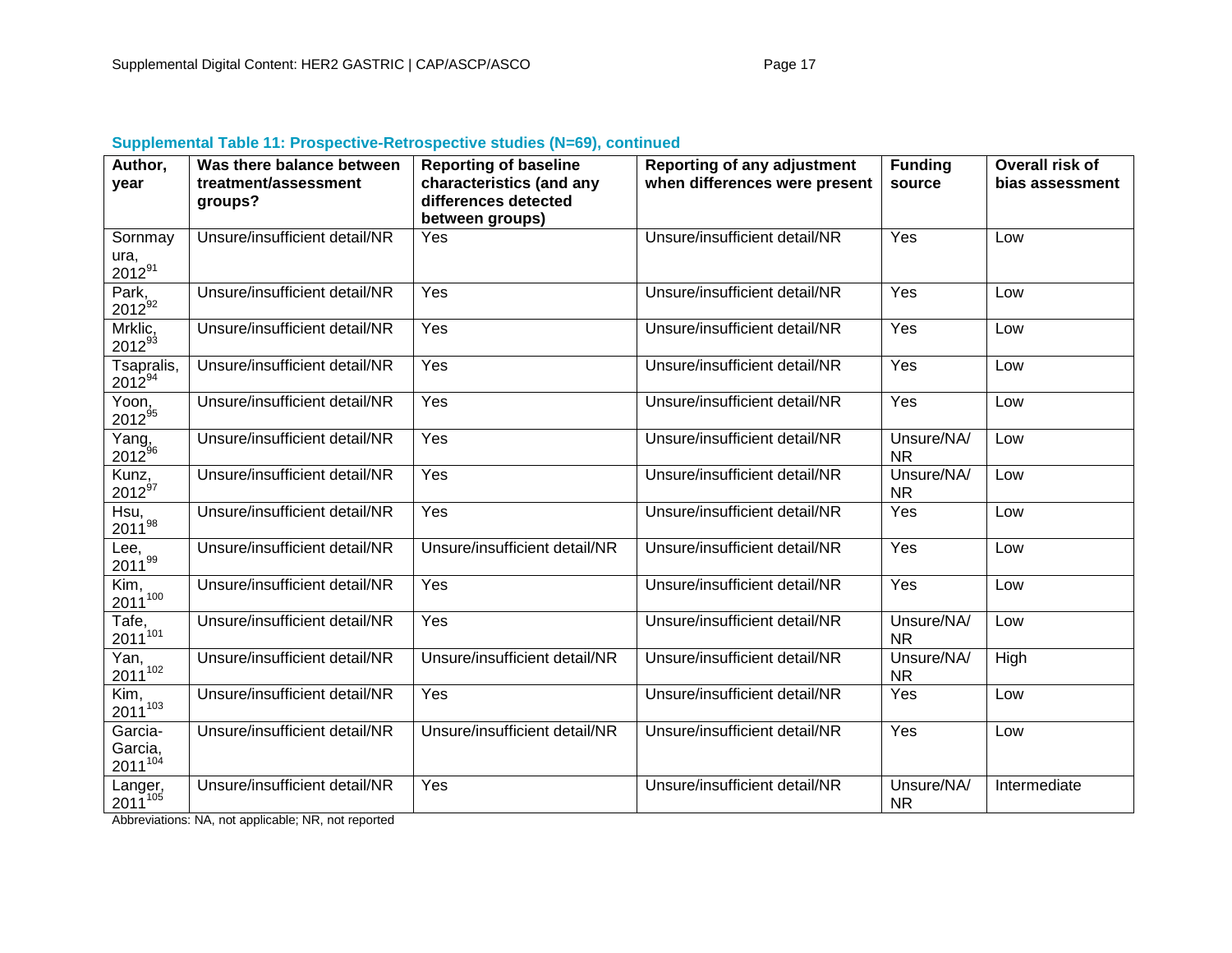**Supplemental Table 11: Prospective-Retrospective studies (N=69), continued**

| Author, year | Was there balance between treatment/assessment groups? | Reporting of baseline characteristics (and any differences detected between groups) | Reporting of any adjustment when differences were present | Funding source | Overall risk of bias assessment |
|---|---|---|---|---|---|
| Sornmayura, 2012[91] | Unsure/insufficient detail/NR | Yes | Unsure/insufficient detail/NR | Yes | Low |
| Park, 2012[92] | Unsure/insufficient detail/NR | Yes | Unsure/insufficient detail/NR | Yes | Low |
| Mrklic, 2012[93] | Unsure/insufficient detail/NR | Yes | Unsure/insufficient detail/NR | Yes | Low |
| Tsapralis, 2012[94] | Unsure/insufficient detail/NR | Yes | Unsure/insufficient detail/NR | Yes | Low |
| Yoon, 2012[95] | Unsure/insufficient detail/NR | Yes | Unsure/insufficient detail/NR | Yes | Low |
| Yang, 2012[96] | Unsure/insufficient detail/NR | Yes | Unsure/insufficient detail/NR | Unsure/NA/NR | Low |
| Kunz, 2012[97] | Unsure/insufficient detail/NR | Yes | Unsure/insufficient detail/NR | Unsure/NA/NR | Low |
| Hsu, 2011[98] | Unsure/insufficient detail/NR | Yes | Unsure/insufficient detail/NR | Yes | Low |
| Lee, 2011[99] | Unsure/insufficient detail/NR | Unsure/insufficient detail/NR | Unsure/insufficient detail/NR | Yes | Low |
| Kim, 2011[100] | Unsure/insufficient detail/NR | Yes | Unsure/insufficient detail/NR | Yes | Low |
| Tafe, 2011[101] | Unsure/insufficient detail/NR | Yes | Unsure/insufficient detail/NR | Unsure/NA/NR | Low |
| Yan, 2011[102] | Unsure/insufficient detail/NR | Unsure/insufficient detail/NR | Unsure/insufficient detail/NR | Unsure/NA/NR | High |
| Kim, 2011[103] | Unsure/insufficient detail/NR | Yes | Unsure/insufficient detail/NR | Yes | Low |
| Garcia-Garcia, 2011[104] | Unsure/insufficient detail/NR | Unsure/insufficient detail/NR | Unsure/insufficient detail/NR | Yes | Low |
| Langer, 2011[105] | Unsure/insufficient detail/NR | Yes | Unsure/insufficient detail/NR | Unsure/NA/NR | Intermediate |

Abbreviations: NA, not applicable; NR, not reported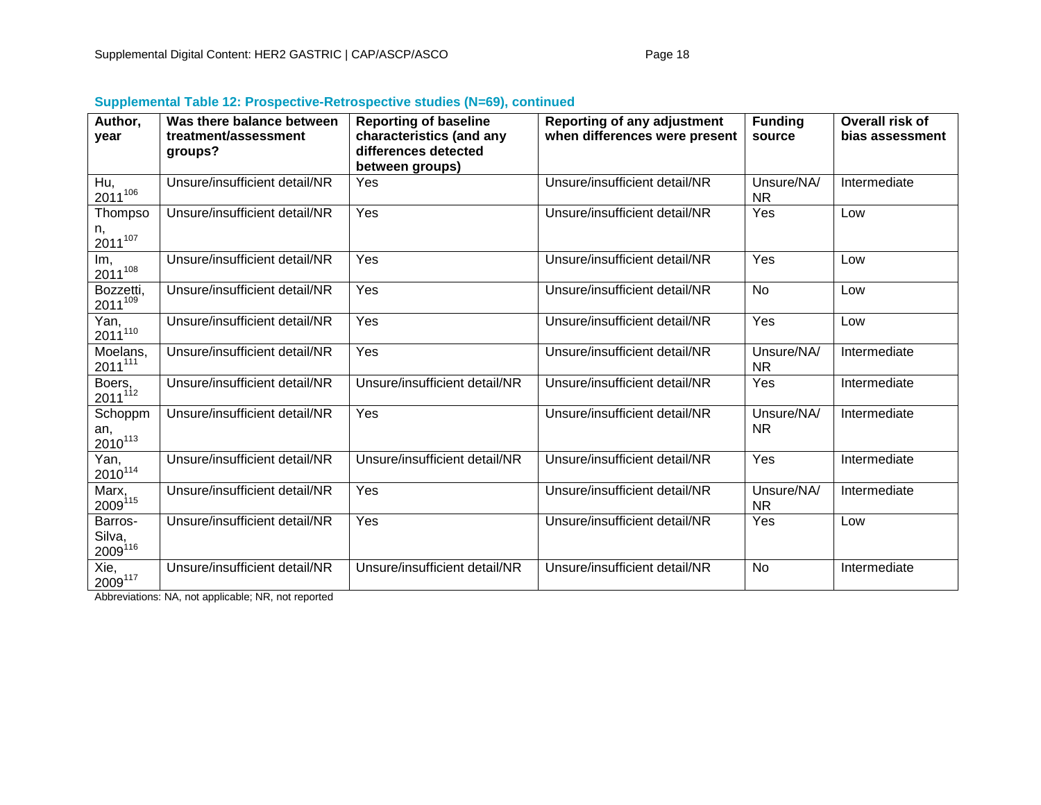### Supplemental Table 12: Prospective-Retrospective studies (N=69), continued

| Author, year | Was there balance between treatment/assessment groups? | Reporting of baseline characteristics (and any differences detected between groups) | Reporting of any adjustment when differences were present | Funding source | Overall risk of bias assessment |
|---|---|---|---|---|---|
| Hu, 2011[106] | Unsure/insufficient detail/NR | Yes | Unsure/insufficient detail/NR | Unsure/NA/NR | Intermediate |
| Thompson, 2011[107] | Unsure/insufficient detail/NR | Yes | Unsure/insufficient detail/NR | Yes | Low |
| Im, 2011[108] | Unsure/insufficient detail/NR | Yes | Unsure/insufficient detail/NR | Yes | Low |
| Bozzetti, 2011[109] | Unsure/insufficient detail/NR | Yes | Unsure/insufficient detail/NR | No | Low |
| Yan, 2011[110] | Unsure/insufficient detail/NR | Yes | Unsure/insufficient detail/NR | Yes | Low |
| Moelans, 2011[111] | Unsure/insufficient detail/NR | Yes | Unsure/insufficient detail/NR | Unsure/NA/NR | Intermediate |
| Boers, 2011[112] | Unsure/insufficient detail/NR | Unsure/insufficient detail/NR | Unsure/insufficient detail/NR | Yes | Intermediate |
| Schoppman, 2010[113] | Unsure/insufficient detail/NR | Yes | Unsure/insufficient detail/NR | Unsure/NA/NR | Intermediate |
| Yan, 2010[114] | Unsure/insufficient detail/NR | Unsure/insufficient detail/NR | Unsure/insufficient detail/NR | Yes | Intermediate |
| Marx, 2009[115] | Unsure/insufficient detail/NR | Yes | Unsure/insufficient detail/NR | Unsure/NA/NR | Intermediate |
| Barros-Silva, 2009[116] | Unsure/insufficient detail/NR | Yes | Unsure/insufficient detail/NR | Yes | Low |
| Xie, 2009[117] | Unsure/insufficient detail/NR | Unsure/insufficient detail/NR | Unsure/insufficient detail/NR | No | Intermediate |

Abbreviations: NA, not applicable; NR, not reported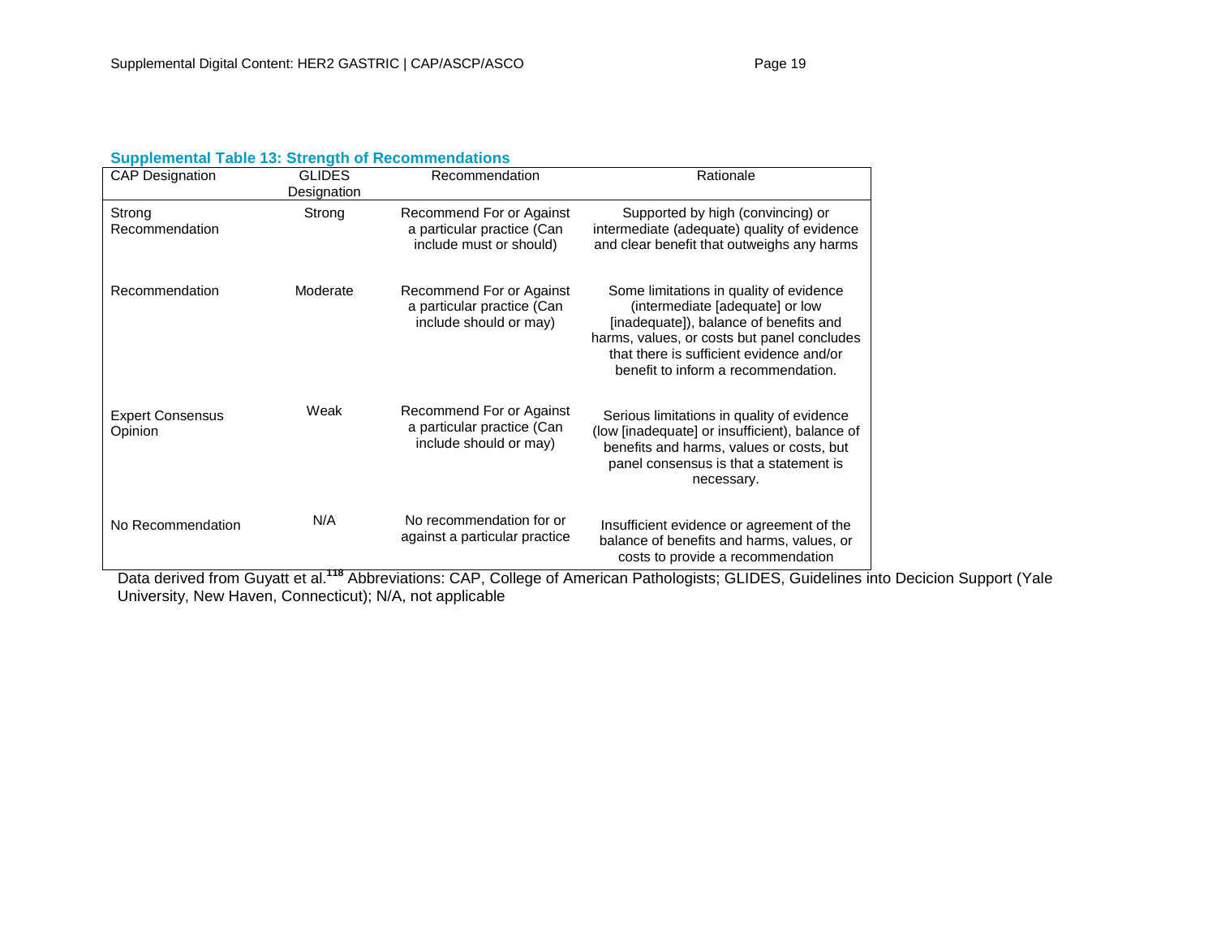### Supplemental Table 13: Strength of Recommendations

| CAP Designation | GLIDES Designation | Recommendation | Rationale |
|---|---|---|---|
| Strong Recommendation | Strong | Recommend For or Against a particular practice (Can include must or should) | Supported by high (convincing) or intermediate (adequate) quality of evidence and clear benefit that outweighs any harms |
| Recommendation | Moderate | Recommend For or Against a particular practice (Can include should or may) | Some limitations in quality of evidence (intermediate [adequate] or low [inadequate]), balance of benefits and harms, values, or costs but panel concludes that there is sufficient evidence and/or benefit to inform a recommendation. |
| Expert Consensus Opinion | Weak | Recommend For or Against a particular practice (Can include should or may) | Serious limitations in quality of evidence (low [inadequate] or insufficient), balance of benefits and harms, values or costs, but panel consensus is that a statement is necessary. |
| No Recommendation | N/A | No recommendation for or against a particular practice | Insufficient evidence or agreement of the balance of benefits and harms, values, or costs to provide a recommendation |

Data derived from Guyatt et al.[118] Abbreviations: CAP, College of American Pathologists; GLIDES, Guidelines into Decicion Support (Yale University, New Haven, Connecticut); N/A, not applicable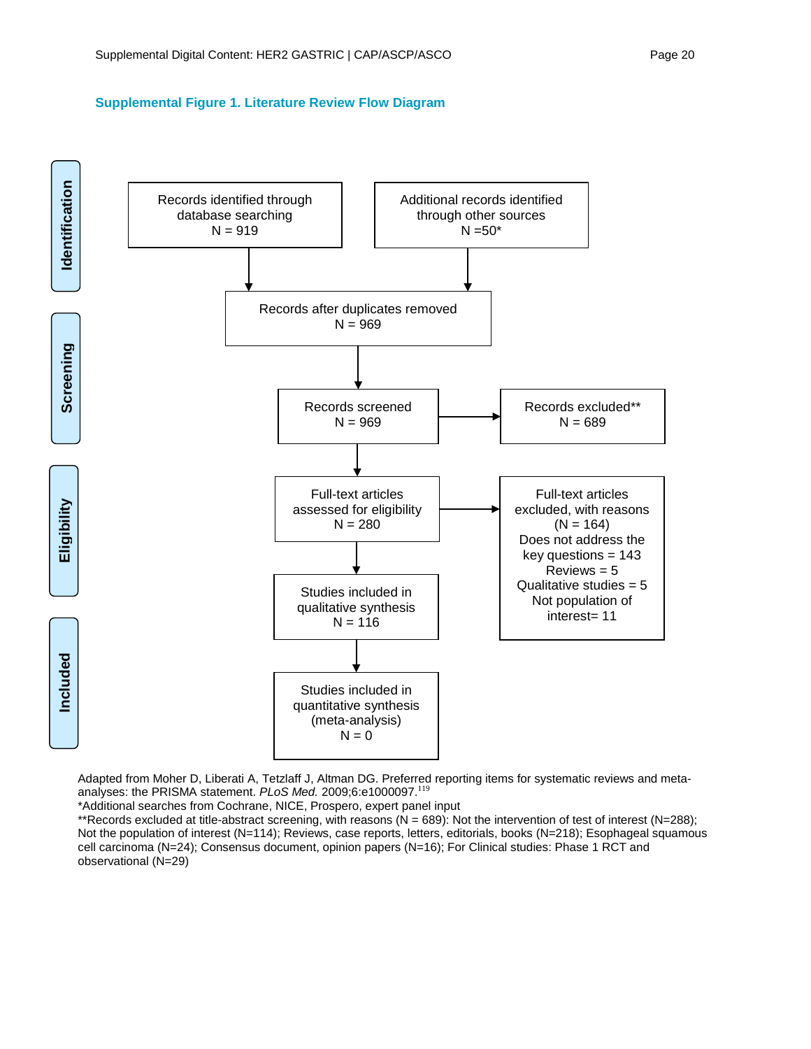### Supplemental Figure 1. Literature Review Flow Diagram

**Identification**

- Records identified through database searching
  N = 919
- Additional records identified through other sources
  N =50*

**Screening**

- Records after duplicates removed
  N = 969
- Records screened
  N = 969
  - Records excluded**
    N = 689

**Eligibility**

- Full-text articles assessed for eligibility
  N = 280
  - Full-text articles excluded, with reasons
    (N = 164)
    Does not address the key questions = 143
    Reviews = 5
    Qualitative studies = 5
    Not population of interest= 11

**Included**

- Studies included in qualitative synthesis
  N = 116
- Studies included in quantitative synthesis (meta-analysis)
  N = 0

Adapted from Moher D, Liberati A, Tetzlaff J, Altman DG. Preferred reporting items for systematic reviews and meta-analyses: the PRISMA statement. *PLoS Med.* 2009;6:e1000097.[119]

*Additional searches from Cochrane, NICE, Prospero, expert panel input

**Records excluded at title-abstract screening, with reasons (N = 689): Not the intervention of test of interest (N=288); Not the population of interest (N=114); Reviews, case reports, letters, editorials, books (N=218); Esophageal squamous cell carcinoma (N=24); Consensus document, opinion papers (N=16); For Clinical studies: Phase 1 RCT and observational (N=29)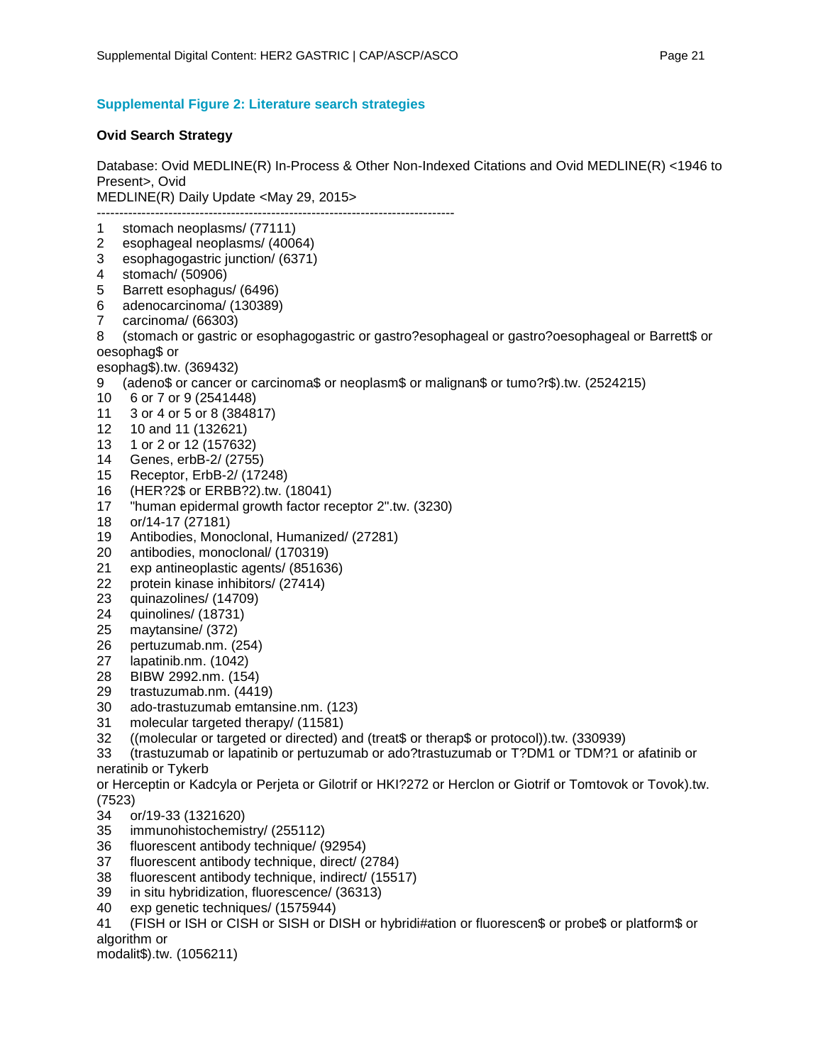## Supplemental Figure 2: Literature search strategies

**Ovid Search Strategy**

Database: Ovid MEDLINE(R) In-Process & Other Non-Indexed Citations and Ovid MEDLINE(R) <1946 to Present>, Ovid
MEDLINE(R) Daily Update <May 29, 2015>

--------------------------------------------------------------------------------

1 stomach neoplasms/ (77111)
2 esophageal neoplasms/ (40064)
3 esophagogastric junction/ (6371)
4 stomach/ (50906)
5 Barrett esophagus/ (6496)
6 adenocarcinoma/ (130389)
7 carcinoma/ (66303)
8 (stomach or gastric or esophagogastric or gastro?esophageal or gastro?oesophageal or Barrett$ or oesophag$ or
esophag$).tw. (369432)
9 (adeno$ or cancer or carcinoma$ or neoplasm$ or malignan$ or tumo?r$).tw. (2524215)
10 6 or 7 or 9 (2541448)
11 3 or 4 or 5 or 8 (384817)
12 10 and 11 (132621)
13 1 or 2 or 12 (157632)
14 Genes, erbB-2/ (2755)
15 Receptor, ErbB-2/ (17248)
16 (HER?2$ or ERBB?2).tw. (18041)
17 "human epidermal growth factor receptor 2".tw. (3230)
18 or/14-17 (27181)
19 Antibodies, Monoclonal, Humanized/ (27281)
20 antibodies, monoclonal/ (170319)
21 exp antineoplastic agents/ (851636)
22 protein kinase inhibitors/ (27414)
23 quinazolines/ (14709)
24 quinolines/ (18731)
25 maytansine/ (372)
26 pertuzumab.nm. (254)
27 lapatinib.nm. (1042)
28 BIBW 2992.nm. (154)
29 trastuzumab.nm. (4419)
30 ado-trastuzumab emtansine.nm. (123)
31 molecular targeted therapy/ (11581)
32 ((molecular or targeted or directed) and (treat$ or therap$ or protocol)).tw. (330939)
33 (trastuzumab or lapatinib or pertuzumab or ado?trastuzumab or T?DM1 or TDM?1 or afatinib or neratinib or Tykerb
or Herceptin or Kadcyla or Perjeta or Gilotrif or HKI?272 or Herclon or Giotrif or Tomtovok or Tovok).tw. (7523)
34 or/19-33 (1321620)
35 immunohistochemistry/ (255112)
36 fluorescent antibody technique/ (92954)
37 fluorescent antibody technique, direct/ (2784)
38 fluorescent antibody technique, indirect/ (15517)
39 in situ hybridization, fluorescence/ (36313)
40 exp genetic techniques/ (1575944)
41 (FISH or ISH or CISH or SISH or DISH or hybridi#ation or fluorescen$ or probe$ or platform$ or algorithm or
modalit$).tw. (1056211)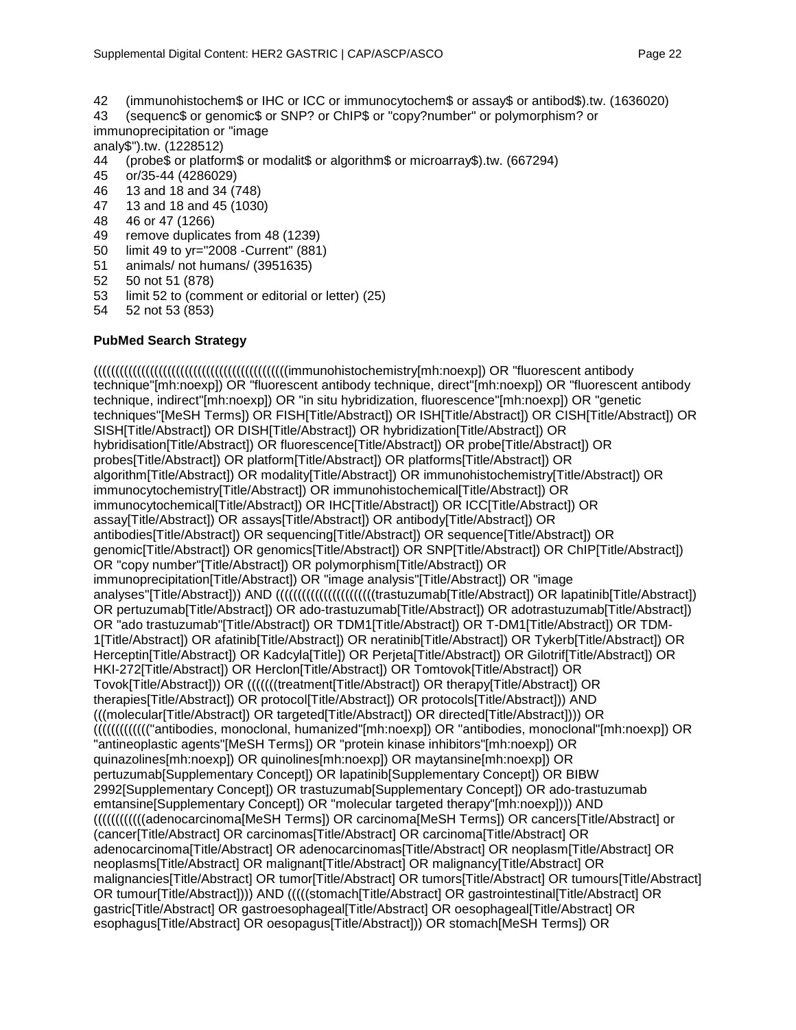42 (immunohistochem$ or IHC or ICC or immunocytochem$ or assay$ or antibod$).tw. (1636020)
43 (sequenc$ or genomic$ or SNP? or ChIP$ or "copy?number" or polymorphism? or immunoprecipitation or "image analy$").tw. (1228512)
44 (probe$ or platform$ or modalit$ or algorithm$ or microarray$).tw. (667294)
45 or/35-44 (4286029)
46 13 and 18 and 34 (748)
47 13 and 18 and 45 (1030)
48 46 or 47 (1266)
49 remove duplicates from 48 (1239)
50 limit 49 to yr="2008 -Current" (881)
51 animals/ not humans/ (3951635)
52 50 not 51 (878)
53 limit 52 to (comment or editorial or letter) (25)
54 52 not 53 (853)

**PubMed Search Strategy**

((((((((((((((((((((((((((((((((((((((((((immunohistochemistry[mh:noexp]) OR "fluorescent antibody technique"[mh:noexp]) OR "fluorescent antibody technique, direct"[mh:noexp]) OR "fluorescent antibody technique, indirect"[mh:noexp]) OR "in situ hybridization, fluorescence"[mh:noexp]) OR "genetic techniques"[MeSH Terms]) OR FISH[Title/Abstract]) OR ISH[Title/Abstract]) OR CISH[Title/Abstract]) OR SISH[Title/Abstract]) OR DISH[Title/Abstract]) OR hybridization[Title/Abstract]) OR hybridisation[Title/Abstract]) OR fluorescence[Title/Abstract]) OR probe[Title/Abstract]) OR probes[Title/Abstract]) OR platform[Title/Abstract]) OR platforms[Title/Abstract]) OR algorithm[Title/Abstract]) OR modality[Title/Abstract]) OR immunohistochemistry[Title/Abstract]) OR immunocytochemistry[Title/Abstract]) OR immunohistochemical[Title/Abstract]) OR immunocytochemical[Title/Abstract]) OR IHC[Title/Abstract]) OR ICC[Title/Abstract]) OR assay[Title/Abstract]) OR assays[Title/Abstract]) OR antibody[Title/Abstract]) OR antibodies[Title/Abstract]) OR sequencing[Title/Abstract]) OR sequence[Title/Abstract]) OR genomic[Title/Abstract]) OR genomics[Title/Abstract]) OR SNP[Title/Abstract]) OR ChIP[Title/Abstract]) OR "copy number"[Title/Abstract]) OR polymorphism[Title/Abstract]) OR immunoprecipitation[Title/Abstract]) OR "image analysis"[Title/Abstract]) OR "image analyses"[Title/Abstract])) AND ((((((((((((((((((((((trastuzumab[Title/Abstract]) OR lapatinib[Title/Abstract]) OR pertuzumab[Title/Abstract]) OR ado-trastuzumab[Title/Abstract]) OR adotrastuzumab[Title/Abstract]) OR "ado trastuzumab"[Title/Abstract]) OR TDM1[Title/Abstract]) OR T-DM1[Title/Abstract]) OR TDM-1[Title/Abstract]) OR afatinib[Title/Abstract]) OR neratinib[Title/Abstract]) OR Tykerb[Title/Abstract]) OR Herceptin[Title/Abstract]) OR Kadcyla[Title]) OR Perjeta[Title/Abstract]) OR Gilotrif[Title/Abstract]) OR HKI-272[Title/Abstract]) OR Herclon[Title/Abstract]) OR Tomtovok[Title/Abstract]) OR Tovok[Title/Abstract])) OR (((((((treatment[Title/Abstract]) OR therapy[Title/Abstract]) OR therapies[Title/Abstract]) OR protocol[Title/Abstract]) OR protocols[Title/Abstract])) AND (((molecular[Title/Abstract]) OR targeted[Title/Abstract]) OR directed[Title/Abstract]))) OR ((((((((((((("antibodies, monoclonal, humanized"[mh:noexp]) OR "antibodies, monoclonal"[mh:noexp]) OR "antineoplastic agents"[MeSH Terms]) OR "protein kinase inhibitors"[mh:noexp]) OR quinazolines[mh:noexp]) OR quinolines[mh:noexp]) OR maytansine[mh:noexp]) OR pertuzumab[Supplementary Concept]) OR lapatinib[Supplementary Concept]) OR BIBW 2992[Supplementary Concept]) OR trastuzumab[Supplementary Concept]) OR ado-trastuzumab emtansine[Supplementary Concept]) OR "molecular targeted therapy"[mh:noexp]))) AND (((((((((((adenocarcinoma[MeSH Terms]) OR carcinoma[MeSH Terms]) OR cancers[Title/Abstract] or (cancer[Title/Abstract] OR carcinomas[Title/Abstract] OR carcinoma[Title/Abstract] OR adenocarcinoma[Title/Abstract] OR adenocarcinomas[Title/Abstract] OR neoplasm[Title/Abstract] OR neoplasms[Title/Abstract] OR malignant[Title/Abstract] OR malignancy[Title/Abstract] OR malignancies[Title/Abstract] OR tumor[Title/Abstract] OR tumors[Title/Abstract] OR tumours[Title/Abstract] OR tumour[Title/Abstract])))) AND (((((stomach[Title/Abstract] OR gastrointestinal[Title/Abstract] OR gastric[Title/Abstract] OR gastroesophageal[Title/Abstract] OR oesophageal[Title/Abstract] OR esophagus[Title/Abstract] OR oesopagus[Title/Abstract])) OR stomach[MeSH Terms]) OR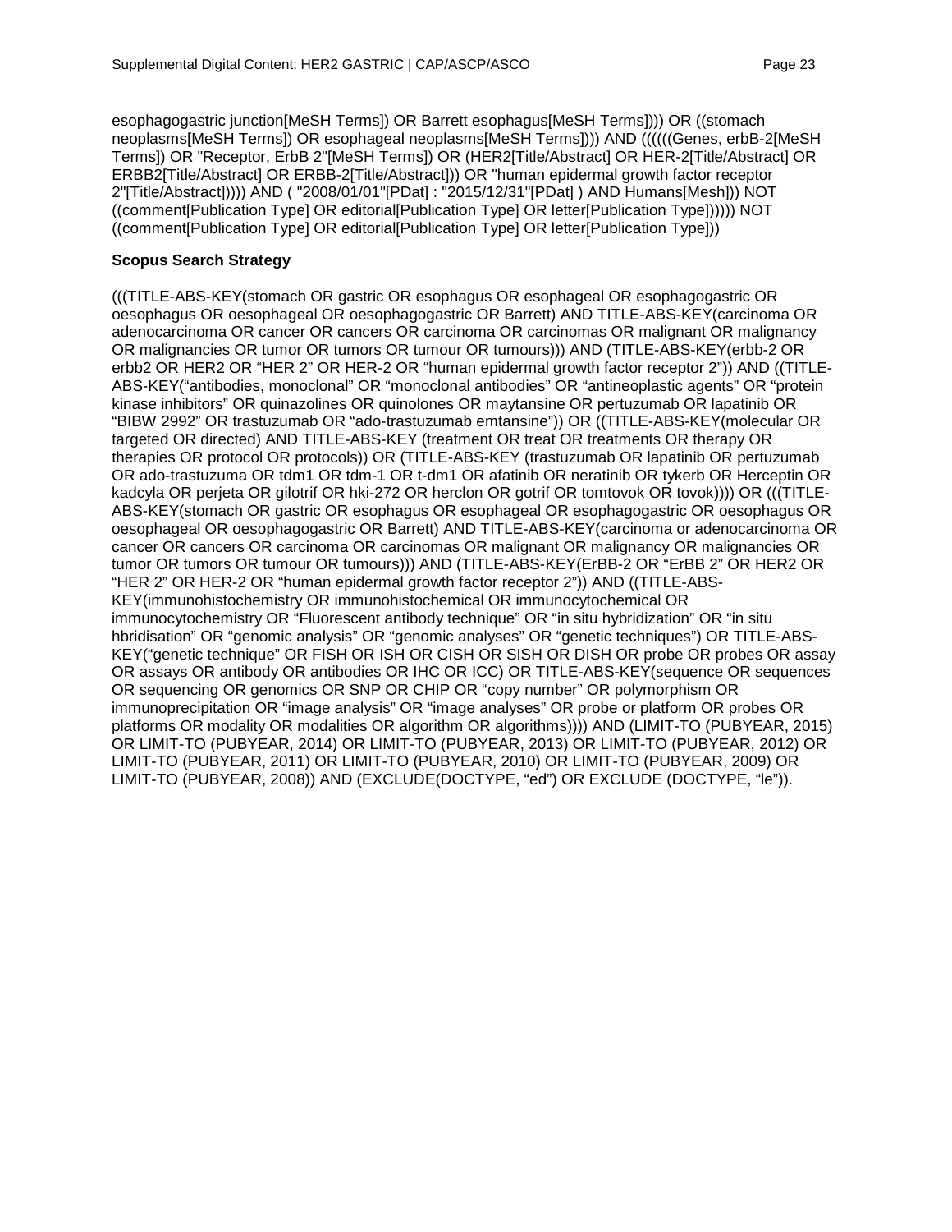esophagogastric junction[MeSH Terms]) OR Barrett esophagus[MeSH Terms]))) OR ((stomach neoplasms[MeSH Terms]) OR esophageal neoplasms[MeSH Terms]))) AND ((((((Genes, erbB-2[MeSH Terms]) OR "Receptor, ErbB 2"[MeSH Terms]) OR (HER2[Title/Abstract] OR HER-2[Title/Abstract] OR ERBB2[Title/Abstract] OR ERBB-2[Title/Abstract])) OR "human epidermal growth factor receptor 2"[Title/Abstract])))) AND ( "2008/01/01"[PDat] : "2015/12/31"[PDat] ) AND Humans[Mesh])) NOT ((comment[Publication Type] OR editorial[Publication Type] OR letter[Publication Type]))))) NOT ((comment[Publication Type] OR editorial[Publication Type] OR letter[Publication Type]))

**Scopus Search Strategy**

(((TITLE-ABS-KEY(stomach OR gastric OR esophagus OR esophageal OR esophagogastric OR oesophagus OR oesophageal OR oesophagogastric OR Barrett) AND TITLE-ABS-KEY(carcinoma OR adenocarcinoma OR cancer OR cancers OR carcinoma OR carcinomas OR malignant OR malignancy OR malignancies OR tumor OR tumors OR tumour OR tumours))) AND (TITLE-ABS-KEY(erbb-2 OR erbb2 OR HER2 OR “HER 2” OR HER-2 OR “human epidermal growth factor receptor 2”)) AND ((TITLE-ABS-KEY(“antibodies, monoclonal” OR “monoclonal antibodies” OR “antineoplastic agents” OR “protein kinase inhibitors” OR quinazolines OR quinolones OR maytansine OR pertuzumab OR lapatinib OR “BIBW 2992” OR trastuzumab OR “ado-trastuzumab emtansine”)) OR ((TITLE-ABS-KEY(molecular OR targeted OR directed) AND TITLE-ABS-KEY (treatment OR treat OR treatments OR therapy OR therapies OR protocol OR protocols)) OR (TITLE-ABS-KEY (trastuzumab OR lapatinib OR pertuzumab OR ado-trastuzuma OR tdm1 OR tdm-1 OR t-dm1 OR afatinib OR neratinib OR tykerb OR Herceptin OR kadcyla OR perjeta OR gilotrif OR hki-272 OR herclon OR gotrif OR tomtovok OR tovok)))) OR (((TITLE-ABS-KEY(stomach OR gastric OR esophagus OR esophageal OR esophagogastric OR oesophagus OR oesophageal OR oesophagogastric OR Barrett) AND TITLE-ABS-KEY(carcinoma or adenocarcinoma OR cancer OR cancers OR carcinoma OR carcinomas OR malignant OR malignancy OR malignancies OR tumor OR tumors OR tumour OR tumours))) AND (TITLE-ABS-KEY(ErBB-2 OR “ErBB 2” OR HER2 OR “HER 2” OR HER-2 OR “human epidermal growth factor receptor 2”)) AND ((TITLE-ABS-KEY(immunohistochemistry OR immunohistochemical OR immunocytochemical OR immunocytochemistry OR “Fluorescent antibody technique” OR “in situ hybridization” OR “in situ hbridisation” OR “genomic analysis” OR “genomic analyses” OR “genetic techniques”) OR TITLE-ABS-KEY(“genetic technique” OR FISH OR ISH OR CISH OR SISH OR DISH OR probe OR probes OR assay OR assays OR antibody OR antibodies OR IHC OR ICC) OR TITLE-ABS-KEY(sequence OR sequences OR sequencing OR genomics OR SNP OR CHIP OR “copy number” OR polymorphism OR immunoprecipitation OR “image analysis” OR “image analyses” OR probe or platform OR probes OR platforms OR modality OR modalities OR algorithm OR algorithms)))) AND (LIMIT-TO (PUBYEAR, 2015) OR LIMIT-TO (PUBYEAR, 2014) OR LIMIT-TO (PUBYEAR, 2013) OR LIMIT-TO (PUBYEAR, 2012) OR LIMIT-TO (PUBYEAR, 2011) OR LIMIT-TO (PUBYEAR, 2010) OR LIMIT-TO (PUBYEAR, 2009) OR LIMIT-TO (PUBYEAR, 2008)) AND (EXCLUDE(DOCTYPE, “ed”) OR EXCLUDE (DOCTYPE, “le”)).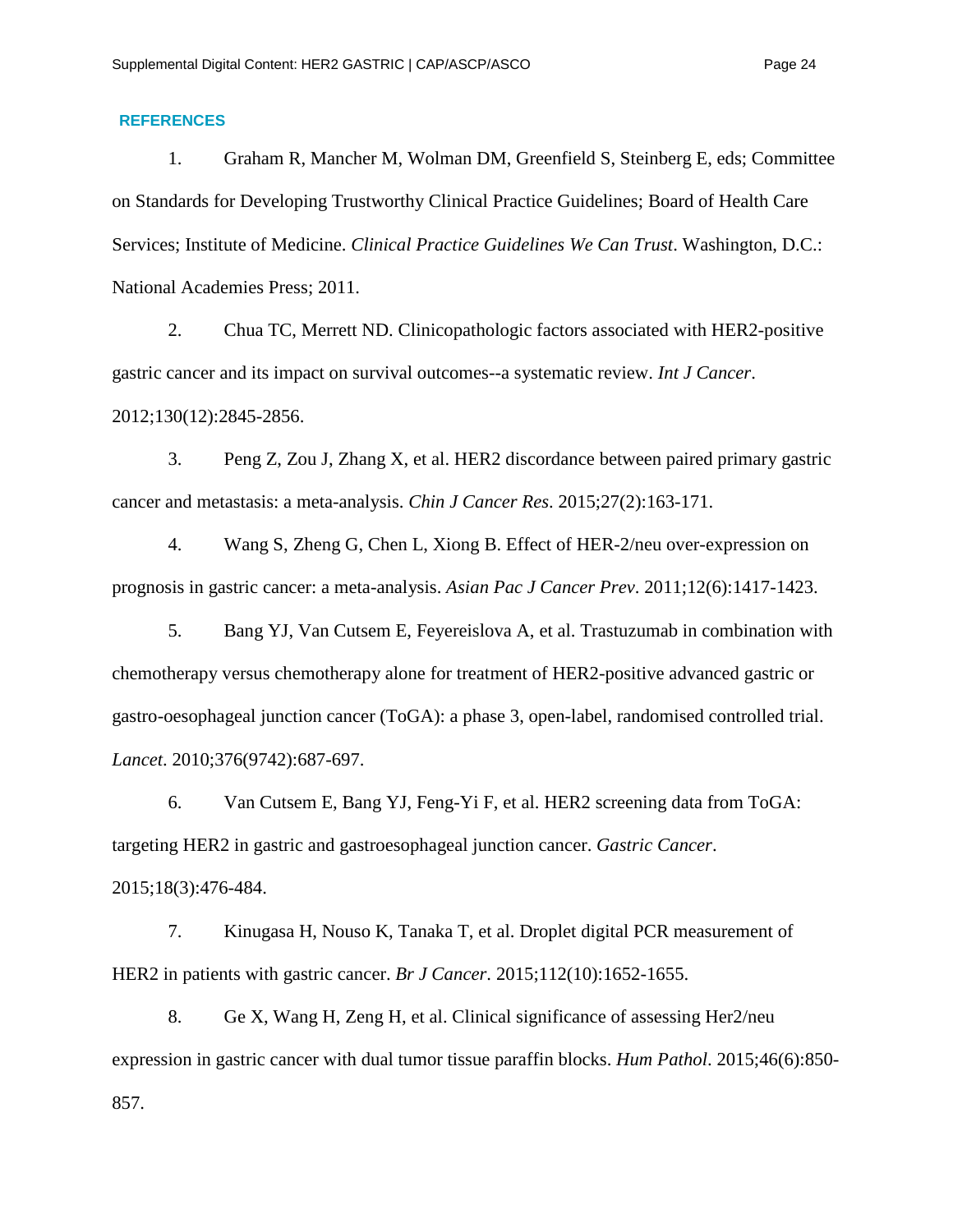## REFERENCES

1. Graham R, Mancher M, Wolman DM, Greenfield S, Steinberg E, eds; Committee on Standards for Developing Trustworthy Clinical Practice Guidelines; Board of Health Care Services; Institute of Medicine. *Clinical Practice Guidelines We Can Trust*. Washington, D.C.: National Academies Press; 2011.

2. Chua TC, Merrett ND. Clinicopathologic factors associated with HER2-positive gastric cancer and its impact on survival outcomes--a systematic review. *Int J Cancer*. 2012;130(12):2845-2856.

3. Peng Z, Zou J, Zhang X, et al. HER2 discordance between paired primary gastric cancer and metastasis: a meta-analysis. *Chin J Cancer Res*. 2015;27(2):163-171.

4. Wang S, Zheng G, Chen L, Xiong B. Effect of HER-2/neu over-expression on prognosis in gastric cancer: a meta-analysis. *Asian Pac J Cancer Prev*. 2011;12(6):1417-1423.

5. Bang YJ, Van Cutsem E, Feyereislova A, et al. Trastuzumab in combination with chemotherapy versus chemotherapy alone for treatment of HER2-positive advanced gastric or gastro-oesophageal junction cancer (ToGA): a phase 3, open-label, randomised controlled trial. *Lancet*. 2010;376(9742):687-697.

6. Van Cutsem E, Bang YJ, Feng-Yi F, et al. HER2 screening data from ToGA: targeting HER2 in gastric and gastroesophageal junction cancer. *Gastric Cancer*. 2015;18(3):476-484.

7. Kinugasa H, Nouso K, Tanaka T, et al. Droplet digital PCR measurement of HER2 in patients with gastric cancer. *Br J Cancer*. 2015;112(10):1652-1655.

8. Ge X, Wang H, Zeng H, et al. Clinical significance of assessing Her2/neu expression in gastric cancer with dual tumor tissue paraffin blocks. *Hum Pathol*. 2015;46(6):850-857.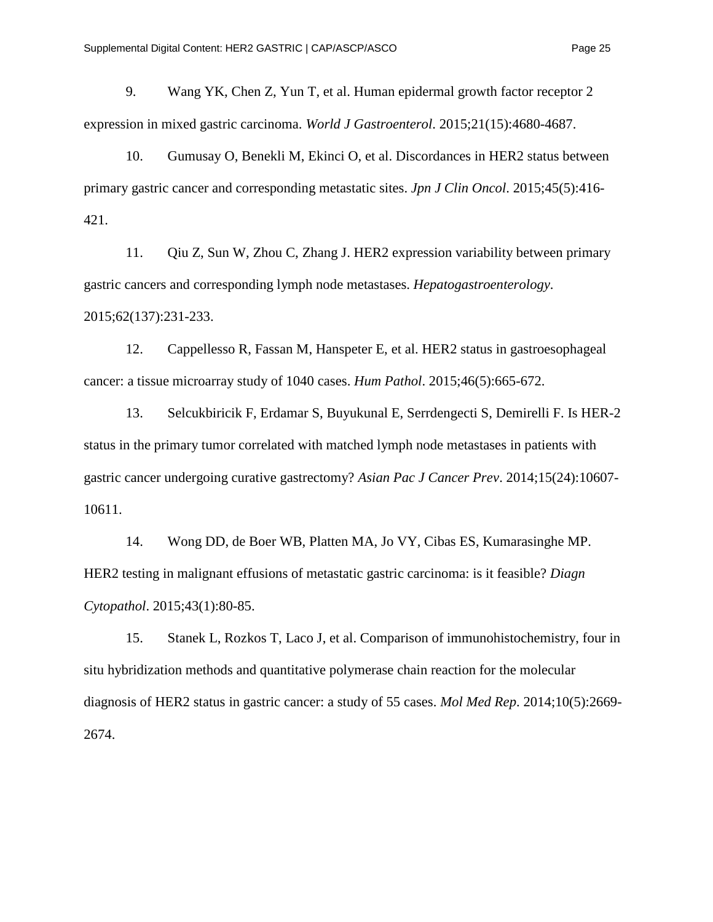9. Wang YK, Chen Z, Yun T, et al. Human epidermal growth factor receptor 2 expression in mixed gastric carcinoma. *World J Gastroenterol*. 2015;21(15):4680-4687.

10. Gumusay O, Benekli M, Ekinci O, et al. Discordances in HER2 status between primary gastric cancer and corresponding metastatic sites. *Jpn J Clin Oncol*. 2015;45(5):416-421.

11. Qiu Z, Sun W, Zhou C, Zhang J. HER2 expression variability between primary gastric cancers and corresponding lymph node metastases. *Hepatogastroenterology*. 2015;62(137):231-233.

12. Cappellesso R, Fassan M, Hanspeter E, et al. HER2 status in gastroesophageal cancer: a tissue microarray study of 1040 cases. *Hum Pathol*. 2015;46(5):665-672.

13. Selcukbiricik F, Erdamar S, Buyukunal E, Serrdengecti S, Demirelli F. Is HER-2 status in the primary tumor correlated with matched lymph node metastases in patients with gastric cancer undergoing curative gastrectomy? *Asian Pac J Cancer Prev*. 2014;15(24):10607-10611.

14. Wong DD, de Boer WB, Platten MA, Jo VY, Cibas ES, Kumarasinghe MP. HER2 testing in malignant effusions of metastatic gastric carcinoma: is it feasible? *Diagn Cytopathol*. 2015;43(1):80-85.

15. Stanek L, Rozkos T, Laco J, et al. Comparison of immunohistochemistry, four in situ hybridization methods and quantitative polymerase chain reaction for the molecular diagnosis of HER2 status in gastric cancer: a study of 55 cases. *Mol Med Rep*. 2014;10(5):2669-2674.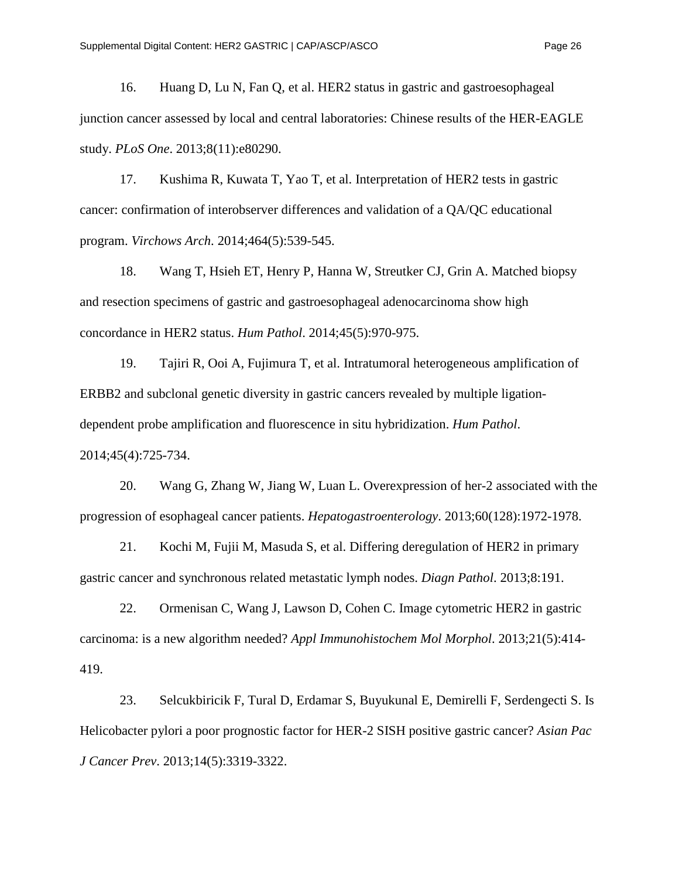16. Huang D, Lu N, Fan Q, et al. HER2 status in gastric and gastroesophageal junction cancer assessed by local and central laboratories: Chinese results of the HER-EAGLE study. *PLoS One*. 2013;8(11):e80290.

17. Kushima R, Kuwata T, Yao T, et al. Interpretation of HER2 tests in gastric cancer: confirmation of interobserver differences and validation of a QA/QC educational program. *Virchows Arch*. 2014;464(5):539-545.

18. Wang T, Hsieh ET, Henry P, Hanna W, Streutker CJ, Grin A. Matched biopsy and resection specimens of gastric and gastroesophageal adenocarcinoma show high concordance in HER2 status. *Hum Pathol*. 2014;45(5):970-975.

19. Tajiri R, Ooi A, Fujimura T, et al. Intratumoral heterogeneous amplification of ERBB2 and subclonal genetic diversity in gastric cancers revealed by multiple ligation-dependent probe amplification and fluorescence in situ hybridization. *Hum Pathol*. 2014;45(4):725-734.

20. Wang G, Zhang W, Jiang W, Luan L. Overexpression of her-2 associated with the progression of esophageal cancer patients. *Hepatogastroenterology*. 2013;60(128):1972-1978.

21. Kochi M, Fujii M, Masuda S, et al. Differing deregulation of HER2 in primary gastric cancer and synchronous related metastatic lymph nodes. *Diagn Pathol*. 2013;8:191.

22. Ormenisan C, Wang J, Lawson D, Cohen C. Image cytometric HER2 in gastric carcinoma: is a new algorithm needed? *Appl Immunohistochem Mol Morphol*. 2013;21(5):414-419.

23. Selcukbiricik F, Tural D, Erdamar S, Buyukunal E, Demirelli F, Serdengecti S. Is Helicobacter pylori a poor prognostic factor for HER-2 SISH positive gastric cancer? *Asian Pac J Cancer Prev*. 2013;14(5):3319-3322.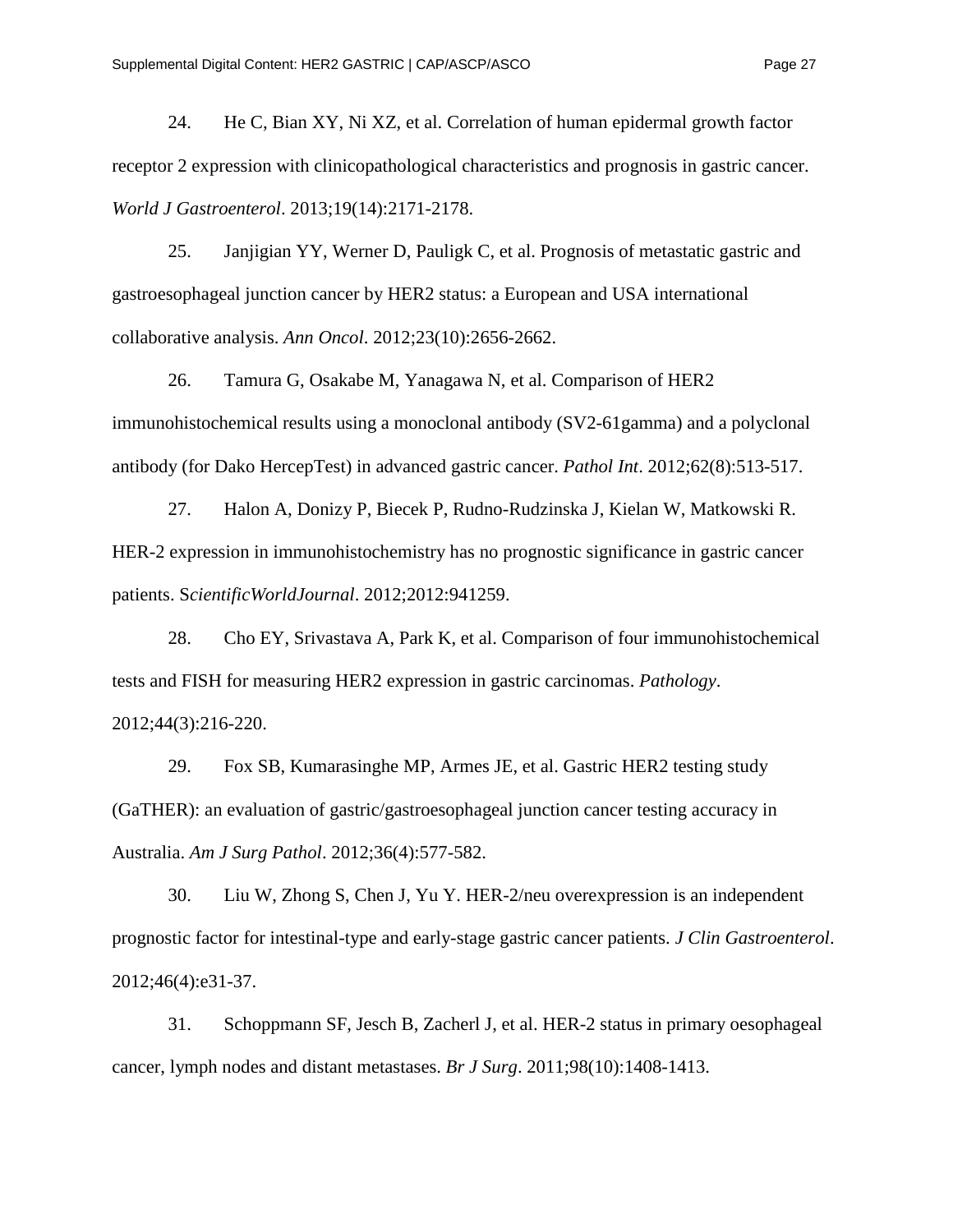24. He C, Bian XY, Ni XZ, et al. Correlation of human epidermal growth factor receptor 2 expression with clinicopathological characteristics and prognosis in gastric cancer. *World J Gastroenterol*. 2013;19(14):2171-2178.

25. Janjigian YY, Werner D, Pauligk C, et al. Prognosis of metastatic gastric and gastroesophageal junction cancer by HER2 status: a European and USA international collaborative analysis. *Ann Oncol*. 2012;23(10):2656-2662.

26. Tamura G, Osakabe M, Yanagawa N, et al. Comparison of HER2 immunohistochemical results using a monoclonal antibody (SV2-61gamma) and a polyclonal antibody (for Dako HercepTest) in advanced gastric cancer. *Pathol Int*. 2012;62(8):513-517.

27. Halon A, Donizy P, Biecek P, Rudno-Rudzinska J, Kielan W, Matkowski R. HER-2 expression in immunohistochemistry has no prognostic significance in gastric cancer patients. S*cientificWorldJournal*. 2012;2012:941259.

28. Cho EY, Srivastava A, Park K, et al. Comparison of four immunohistochemical tests and FISH for measuring HER2 expression in gastric carcinomas. *Pathology*. 2012;44(3):216-220.

29. Fox SB, Kumarasinghe MP, Armes JE, et al. Gastric HER2 testing study (GaTHER): an evaluation of gastric/gastroesophageal junction cancer testing accuracy in Australia. *Am J Surg Pathol*. 2012;36(4):577-582.

30. Liu W, Zhong S, Chen J, Yu Y. HER-2/neu overexpression is an independent prognostic factor for intestinal-type and early-stage gastric cancer patients. *J Clin Gastroenterol*. 2012;46(4):e31-37.

31. Schoppmann SF, Jesch B, Zacherl J, et al. HER-2 status in primary oesophageal cancer, lymph nodes and distant metastases. *Br J Surg*. 2011;98(10):1408-1413.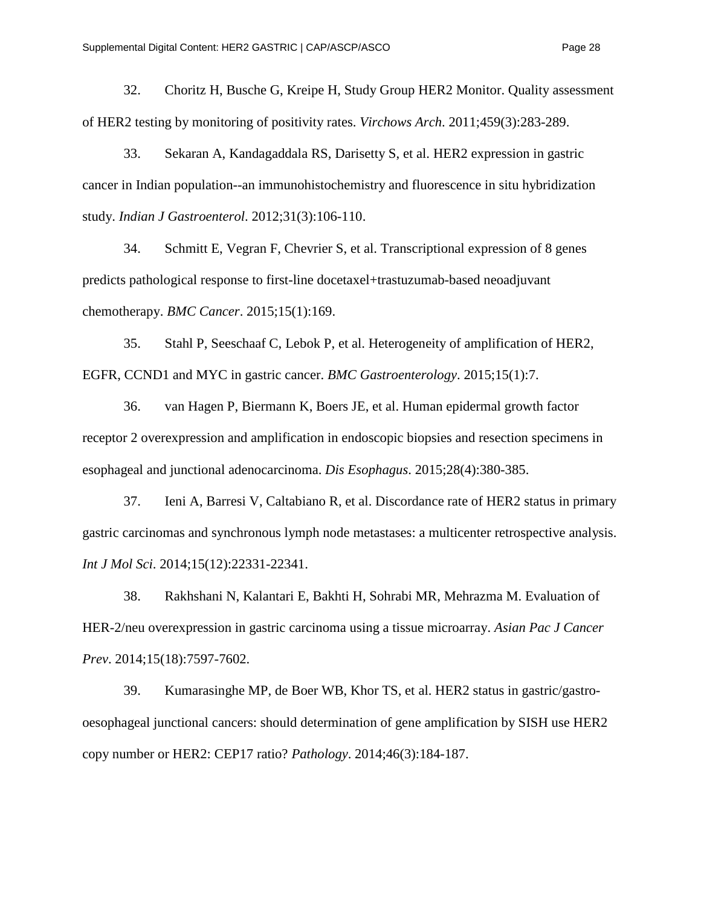32. Choritz H, Busche G, Kreipe H, Study Group HER2 Monitor. Quality assessment of HER2 testing by monitoring of positivity rates. *Virchows Arch*. 2011;459(3):283-289.

33. Sekaran A, Kandagaddala RS, Darisetty S, et al. HER2 expression in gastric cancer in Indian population--an immunohistochemistry and fluorescence in situ hybridization study. *Indian J Gastroenterol*. 2012;31(3):106-110.

34. Schmitt E, Vegran F, Chevrier S, et al. Transcriptional expression of 8 genes predicts pathological response to first-line docetaxel+trastuzumab-based neoadjuvant chemotherapy. *BMC Cancer*. 2015;15(1):169.

35. Stahl P, Seeschaaf C, Lebok P, et al. Heterogeneity of amplification of HER2, EGFR, CCND1 and MYC in gastric cancer. *BMC Gastroenterology*. 2015;15(1):7.

36. van Hagen P, Biermann K, Boers JE, et al. Human epidermal growth factor receptor 2 overexpression and amplification in endoscopic biopsies and resection specimens in esophageal and junctional adenocarcinoma. *Dis Esophagus*. 2015;28(4):380-385.

37. Ieni A, Barresi V, Caltabiano R, et al. Discordance rate of HER2 status in primary gastric carcinomas and synchronous lymph node metastases: a multicenter retrospective analysis. *Int J Mol Sci*. 2014;15(12):22331-22341.

38. Rakhshani N, Kalantari E, Bakhti H, Sohrabi MR, Mehrazma M. Evaluation of HER-2/neu overexpression in gastric carcinoma using a tissue microarray. *Asian Pac J Cancer Prev*. 2014;15(18):7597-7602.

39. Kumarasinghe MP, de Boer WB, Khor TS, et al. HER2 status in gastric/gastro-oesophageal junctional cancers: should determination of gene amplification by SISH use HER2 copy number or HER2: CEP17 ratio? *Pathology*. 2014;46(3):184-187.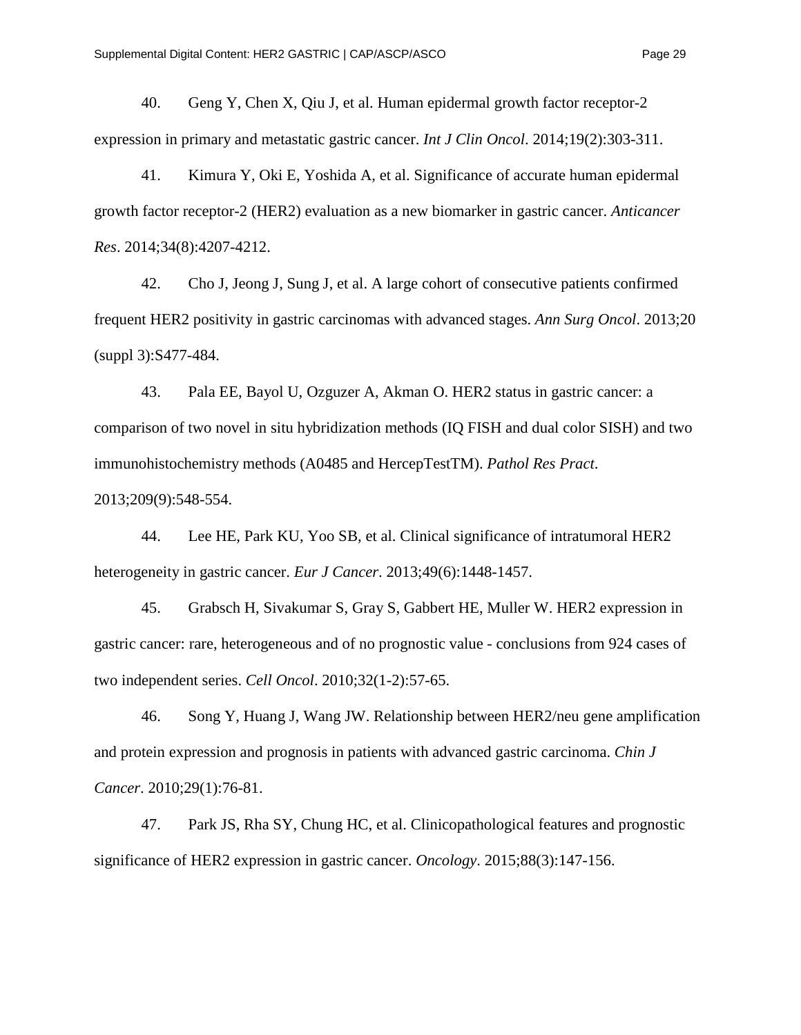40. Geng Y, Chen X, Qiu J, et al. Human epidermal growth factor receptor-2 expression in primary and metastatic gastric cancer. *Int J Clin Oncol*. 2014;19(2):303-311.

41. Kimura Y, Oki E, Yoshida A, et al. Significance of accurate human epidermal growth factor receptor-2 (HER2) evaluation as a new biomarker in gastric cancer. *Anticancer Res*. 2014;34(8):4207-4212.

42. Cho J, Jeong J, Sung J, et al. A large cohort of consecutive patients confirmed frequent HER2 positivity in gastric carcinomas with advanced stages. *Ann Surg Oncol*. 2013;20 (suppl 3):S477-484.

43. Pala EE, Bayol U, Ozguzer A, Akman O. HER2 status in gastric cancer: a comparison of two novel in situ hybridization methods (IQ FISH and dual color SISH) and two immunohistochemistry methods (A0485 and HercepTestTM). *Pathol Res Pract*. 2013;209(9):548-554.

44. Lee HE, Park KU, Yoo SB, et al. Clinical significance of intratumoral HER2 heterogeneity in gastric cancer. *Eur J Cancer*. 2013;49(6):1448-1457.

45. Grabsch H, Sivakumar S, Gray S, Gabbert HE, Muller W. HER2 expression in gastric cancer: rare, heterogeneous and of no prognostic value - conclusions from 924 cases of two independent series. *Cell Oncol*. 2010;32(1-2):57-65.

46. Song Y, Huang J, Wang JW. Relationship between HER2/neu gene amplification and protein expression and prognosis in patients with advanced gastric carcinoma. *Chin J Cancer*. 2010;29(1):76-81.

47. Park JS, Rha SY, Chung HC, et al. Clinicopathological features and prognostic significance of HER2 expression in gastric cancer. *Oncology*. 2015;88(3):147-156.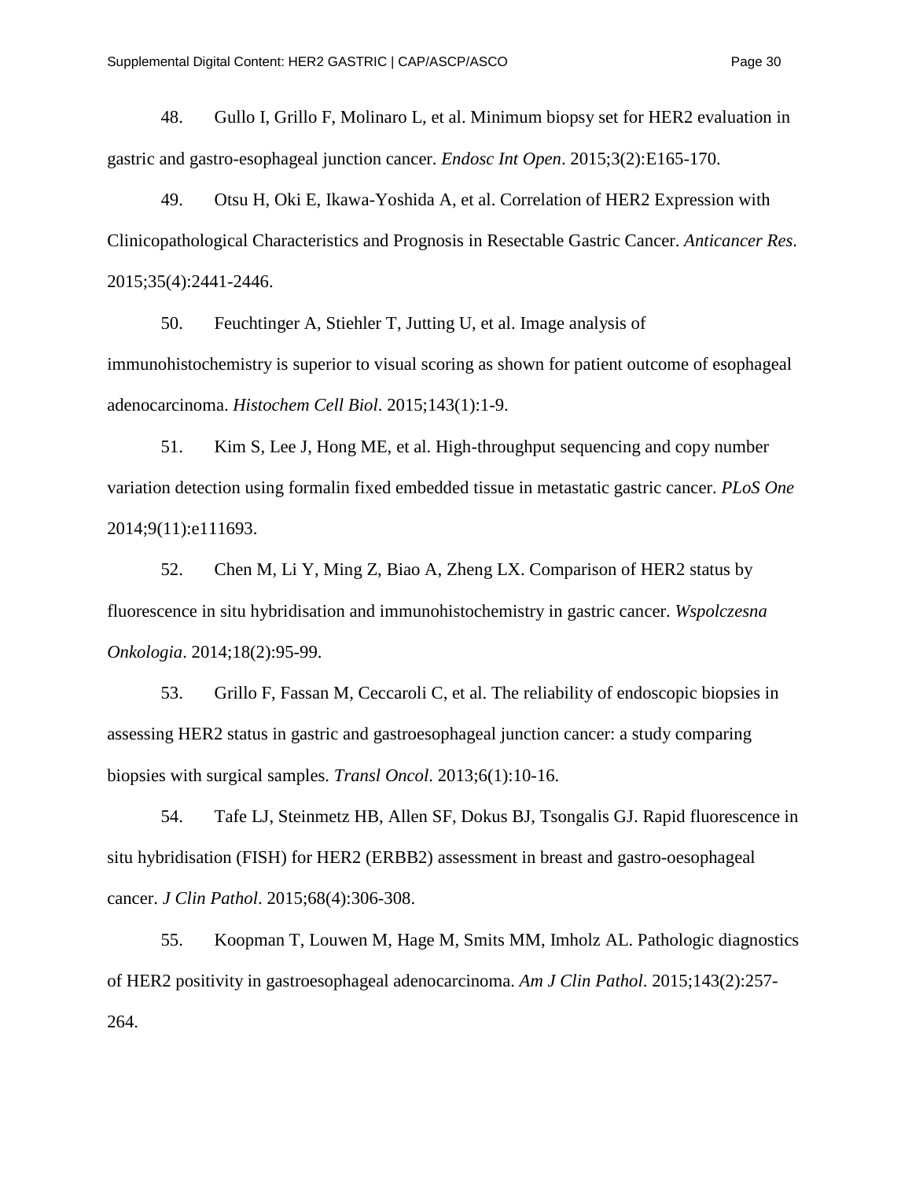48. Gullo I, Grillo F, Molinaro L, et al. Minimum biopsy set for HER2 evaluation in gastric and gastro-esophageal junction cancer. *Endosc Int Open*. 2015;3(2):E165-170.

49. Otsu H, Oki E, Ikawa-Yoshida A, et al. Correlation of HER2 Expression with Clinicopathological Characteristics and Prognosis in Resectable Gastric Cancer. *Anticancer Res*. 2015;35(4):2441-2446.

50. Feuchtinger A, Stiehler T, Jutting U, et al. Image analysis of immunohistochemistry is superior to visual scoring as shown for patient outcome of esophageal adenocarcinoma. *Histochem Cell Biol*. 2015;143(1):1-9.

51. Kim S, Lee J, Hong ME, et al. High-throughput sequencing and copy number variation detection using formalin fixed embedded tissue in metastatic gastric cancer. *PLoS One* 2014;9(11):e111693.

52. Chen M, Li Y, Ming Z, Biao A, Zheng LX. Comparison of HER2 status by fluorescence in situ hybridisation and immunohistochemistry in gastric cancer. *Wspolczesna Onkologia*. 2014;18(2):95-99.

53. Grillo F, Fassan M, Ceccaroli C, et al. The reliability of endoscopic biopsies in assessing HER2 status in gastric and gastroesophageal junction cancer: a study comparing biopsies with surgical samples. *Transl Oncol*. 2013;6(1):10-16.

54. Tafe LJ, Steinmetz HB, Allen SF, Dokus BJ, Tsongalis GJ. Rapid fluorescence in situ hybridisation (FISH) for HER2 (ERBB2) assessment in breast and gastro-oesophageal cancer. *J Clin Pathol*. 2015;68(4):306-308.

55. Koopman T, Louwen M, Hage M, Smits MM, Imholz AL. Pathologic diagnostics of HER2 positivity in gastroesophageal adenocarcinoma. *Am J Clin Pathol*. 2015;143(2):257-264.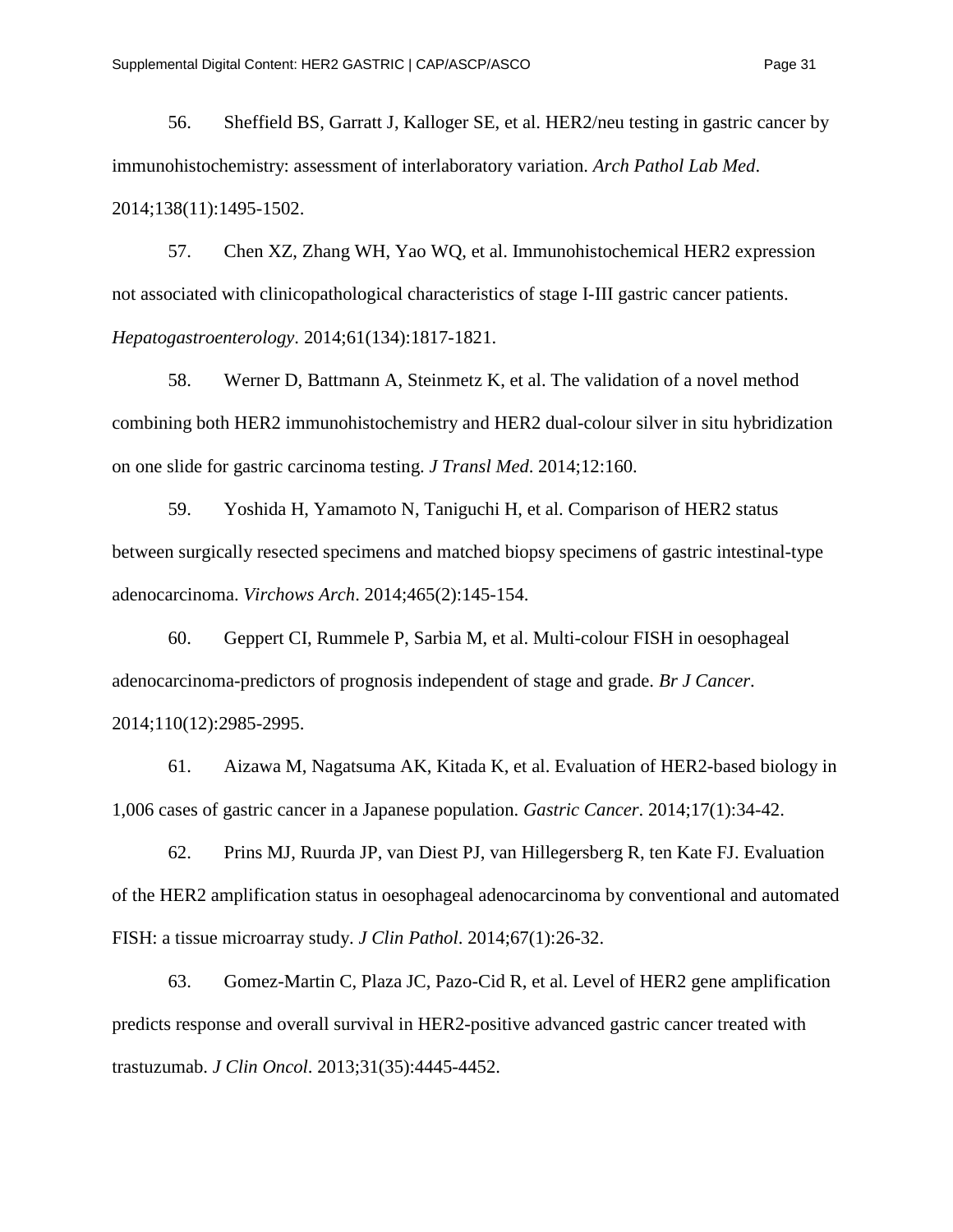56. Sheffield BS, Garratt J, Kalloger SE, et al. HER2/neu testing in gastric cancer by immunohistochemistry: assessment of interlaboratory variation. *Arch Pathol Lab Med*. 2014;138(11):1495-1502.

57. Chen XZ, Zhang WH, Yao WQ, et al. Immunohistochemical HER2 expression not associated with clinicopathological characteristics of stage I-III gastric cancer patients. *Hepatogastroenterology*. 2014;61(134):1817-1821.

58. Werner D, Battmann A, Steinmetz K, et al. The validation of a novel method combining both HER2 immunohistochemistry and HER2 dual-colour silver in situ hybridization on one slide for gastric carcinoma testing. *J Transl Med*. 2014;12:160.

59. Yoshida H, Yamamoto N, Taniguchi H, et al. Comparison of HER2 status between surgically resected specimens and matched biopsy specimens of gastric intestinal-type adenocarcinoma. *Virchows Arch*. 2014;465(2):145-154.

60. Geppert CI, Rummele P, Sarbia M, et al. Multi-colour FISH in oesophageal adenocarcinoma-predictors of prognosis independent of stage and grade. *Br J Cancer*. 2014;110(12):2985-2995.

61. Aizawa M, Nagatsuma AK, Kitada K, et al. Evaluation of HER2-based biology in 1,006 cases of gastric cancer in a Japanese population. *Gastric Cancer*. 2014;17(1):34-42.

62. Prins MJ, Ruurda JP, van Diest PJ, van Hillegersberg R, ten Kate FJ. Evaluation of the HER2 amplification status in oesophageal adenocarcinoma by conventional and automated FISH: a tissue microarray study. *J Clin Pathol*. 2014;67(1):26-32.

63. Gomez-Martin C, Plaza JC, Pazo-Cid R, et al. Level of HER2 gene amplification predicts response and overall survival in HER2-positive advanced gastric cancer treated with trastuzumab. *J Clin Oncol*. 2013;31(35):4445-4452.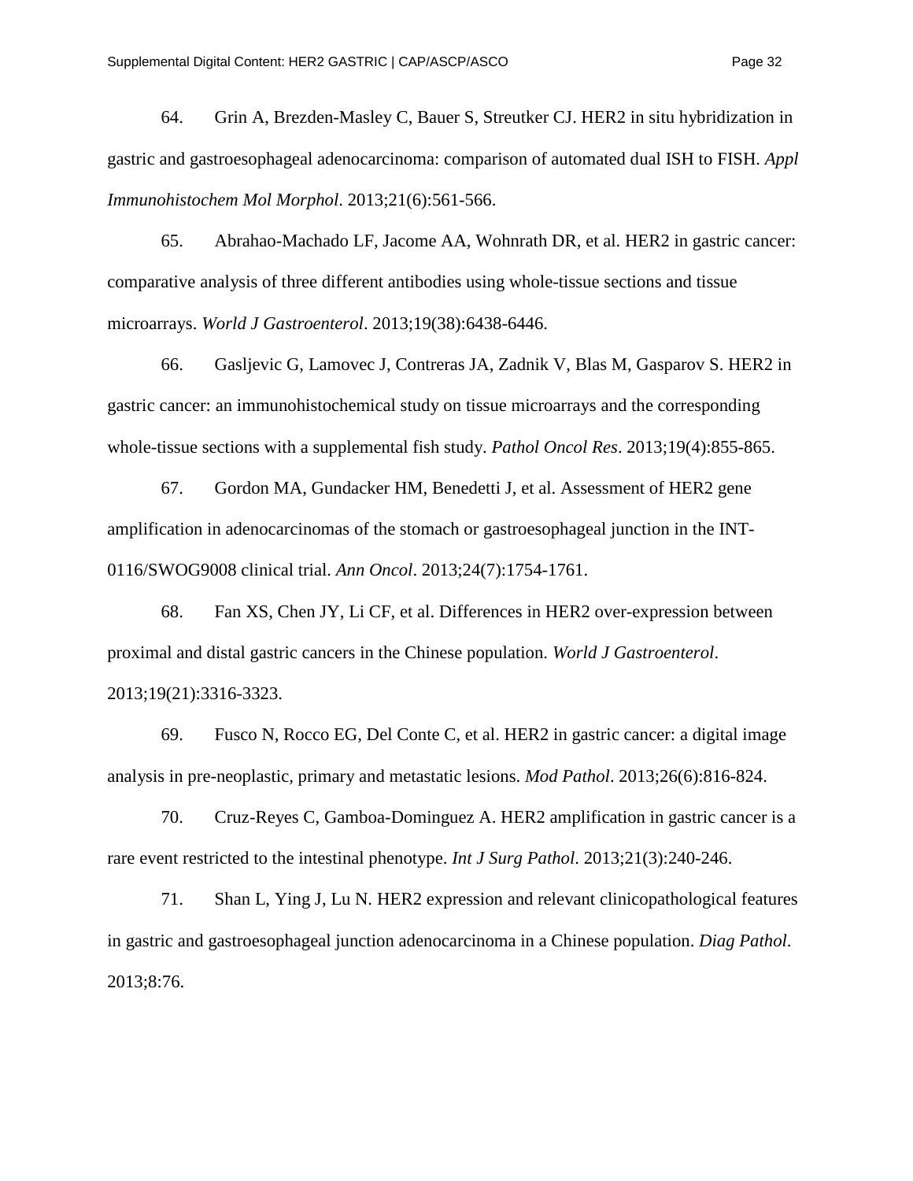64. Grin A, Brezden-Masley C, Bauer S, Streutker CJ. HER2 in situ hybridization in gastric and gastroesophageal adenocarcinoma: comparison of automated dual ISH to FISH. *Appl Immunohistochem Mol Morphol*. 2013;21(6):561-566.

65. Abrahao-Machado LF, Jacome AA, Wohnrath DR, et al. HER2 in gastric cancer: comparative analysis of three different antibodies using whole-tissue sections and tissue microarrays. *World J Gastroenterol*. 2013;19(38):6438-6446.

66. Gasljevic G, Lamovec J, Contreras JA, Zadnik V, Blas M, Gasparov S. HER2 in gastric cancer: an immunohistochemical study on tissue microarrays and the corresponding whole-tissue sections with a supplemental fish study. *Pathol Oncol Res*. 2013;19(4):855-865.

67. Gordon MA, Gundacker HM, Benedetti J, et al. Assessment of HER2 gene amplification in adenocarcinomas of the stomach or gastroesophageal junction in the INT-0116/SWOG9008 clinical trial. *Ann Oncol*. 2013;24(7):1754-1761.

68. Fan XS, Chen JY, Li CF, et al. Differences in HER2 over-expression between proximal and distal gastric cancers in the Chinese population. *World J Gastroenterol*. 2013;19(21):3316-3323.

69. Fusco N, Rocco EG, Del Conte C, et al. HER2 in gastric cancer: a digital image analysis in pre-neoplastic, primary and metastatic lesions. *Mod Pathol*. 2013;26(6):816-824.

70. Cruz-Reyes C, Gamboa-Dominguez A. HER2 amplification in gastric cancer is a rare event restricted to the intestinal phenotype. *Int J Surg Pathol*. 2013;21(3):240-246.

71. Shan L, Ying J, Lu N. HER2 expression and relevant clinicopathological features in gastric and gastroesophageal junction adenocarcinoma in a Chinese population. *Diag Pathol*. 2013;8:76.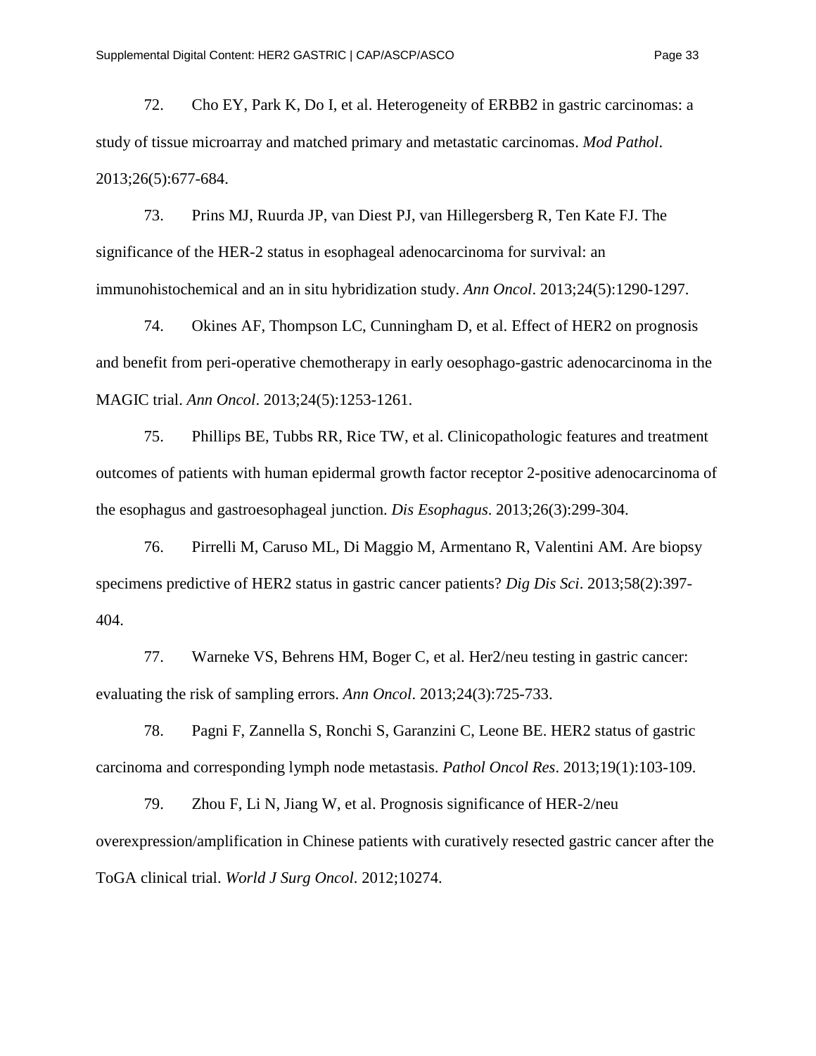72. Cho EY, Park K, Do I, et al. Heterogeneity of ERBB2 in gastric carcinomas: a study of tissue microarray and matched primary and metastatic carcinomas. *Mod Pathol*. 2013;26(5):677-684.

73. Prins MJ, Ruurda JP, van Diest PJ, van Hillegersberg R, Ten Kate FJ. The significance of the HER-2 status in esophageal adenocarcinoma for survival: an immunohistochemical and an in situ hybridization study. *Ann Oncol*. 2013;24(5):1290-1297.

74. Okines AF, Thompson LC, Cunningham D, et al. Effect of HER2 on prognosis and benefit from peri-operative chemotherapy in early oesophago-gastric adenocarcinoma in the MAGIC trial. *Ann Oncol*. 2013;24(5):1253-1261.

75. Phillips BE, Tubbs RR, Rice TW, et al. Clinicopathologic features and treatment outcomes of patients with human epidermal growth factor receptor 2-positive adenocarcinoma of the esophagus and gastroesophageal junction. *Dis Esophagus*. 2013;26(3):299-304.

76. Pirrelli M, Caruso ML, Di Maggio M, Armentano R, Valentini AM. Are biopsy specimens predictive of HER2 status in gastric cancer patients? *Dig Dis Sci*. 2013;58(2):397-404.

77. Warneke VS, Behrens HM, Boger C, et al. Her2/neu testing in gastric cancer: evaluating the risk of sampling errors. *Ann Oncol*. 2013;24(3):725-733.

78. Pagni F, Zannella S, Ronchi S, Garanzini C, Leone BE. HER2 status of gastric carcinoma and corresponding lymph node metastasis. *Pathol Oncol Res*. 2013;19(1):103-109.

79. Zhou F, Li N, Jiang W, et al. Prognosis significance of HER-2/neu overexpression/amplification in Chinese patients with curatively resected gastric cancer after the ToGA clinical trial. *World J Surg Oncol*. 2012;10274.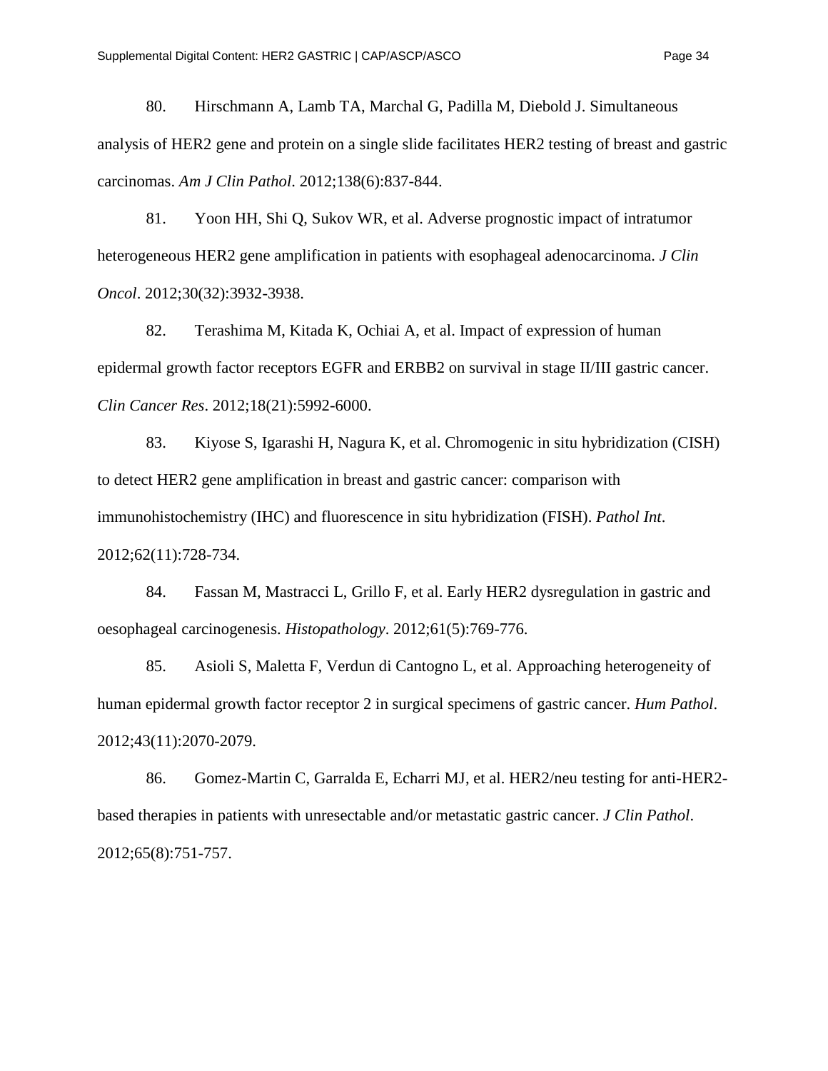80. Hirschmann A, Lamb TA, Marchal G, Padilla M, Diebold J. Simultaneous analysis of HER2 gene and protein on a single slide facilitates HER2 testing of breast and gastric carcinomas. *Am J Clin Pathol*. 2012;138(6):837-844.

81. Yoon HH, Shi Q, Sukov WR, et al. Adverse prognostic impact of intratumor heterogeneous HER2 gene amplification in patients with esophageal adenocarcinoma. *J Clin Oncol*. 2012;30(32):3932-3938.

82. Terashima M, Kitada K, Ochiai A, et al. Impact of expression of human epidermal growth factor receptors EGFR and ERBB2 on survival in stage II/III gastric cancer. *Clin Cancer Res*. 2012;18(21):5992-6000.

83. Kiyose S, Igarashi H, Nagura K, et al. Chromogenic in situ hybridization (CISH) to detect HER2 gene amplification in breast and gastric cancer: comparison with immunohistochemistry (IHC) and fluorescence in situ hybridization (FISH). *Pathol Int*. 2012;62(11):728-734.

84. Fassan M, Mastracci L, Grillo F, et al. Early HER2 dysregulation in gastric and oesophageal carcinogenesis. *Histopathology*. 2012;61(5):769-776.

85. Asioli S, Maletta F, Verdun di Cantogno L, et al. Approaching heterogeneity of human epidermal growth factor receptor 2 in surgical specimens of gastric cancer. *Hum Pathol*. 2012;43(11):2070-2079.

86. Gomez-Martin C, Garralda E, Echarri MJ, et al. HER2/neu testing for anti-HER2-based therapies in patients with unresectable and/or metastatic gastric cancer. *J Clin Pathol*. 2012;65(8):751-757.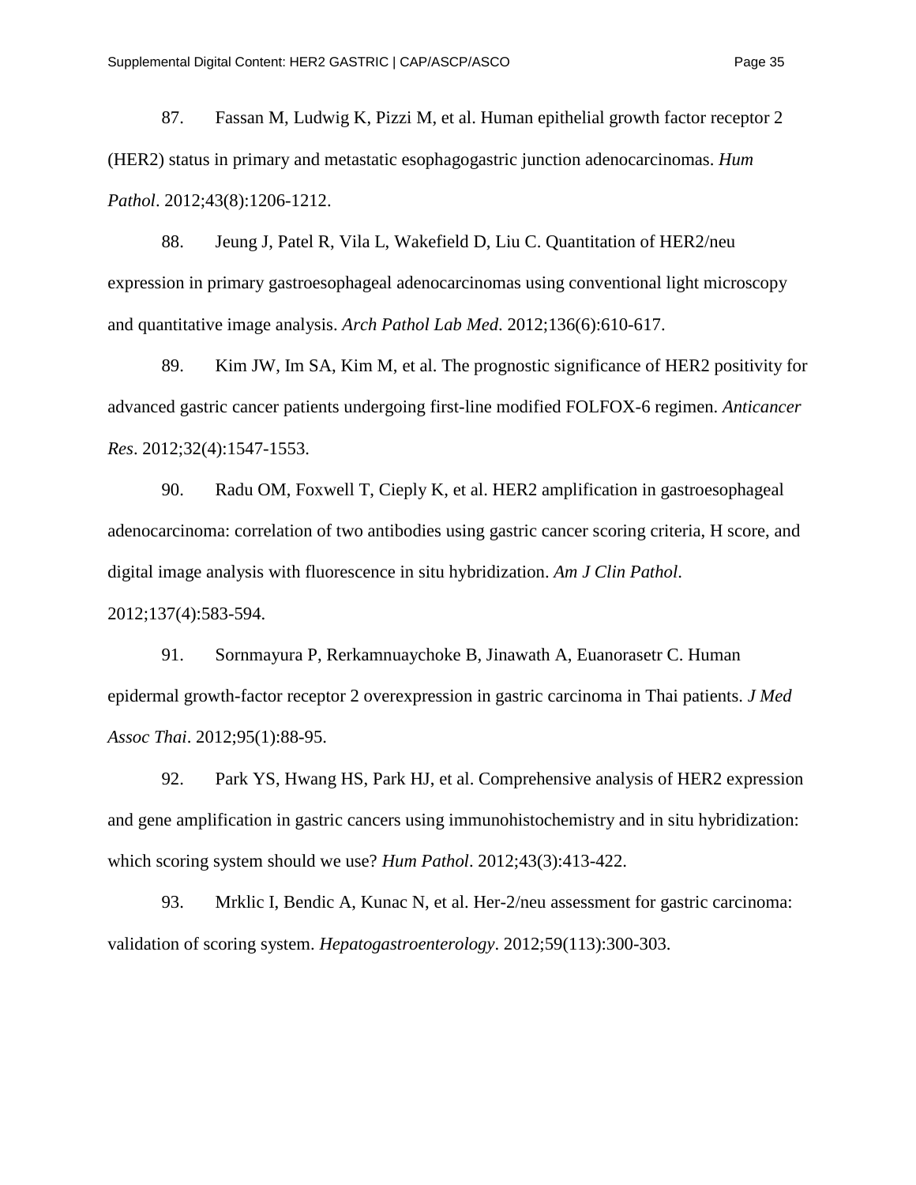87. Fassan M, Ludwig K, Pizzi M, et al. Human epithelial growth factor receptor 2 (HER2) status in primary and metastatic esophagogastric junction adenocarcinomas. *Hum Pathol*. 2012;43(8):1206-1212.

88. Jeung J, Patel R, Vila L, Wakefield D, Liu C. Quantitation of HER2/neu expression in primary gastroesophageal adenocarcinomas using conventional light microscopy and quantitative image analysis. *Arch Pathol Lab Med*. 2012;136(6):610-617.

89. Kim JW, Im SA, Kim M, et al. The prognostic significance of HER2 positivity for advanced gastric cancer patients undergoing first-line modified FOLFOX-6 regimen. *Anticancer Res*. 2012;32(4):1547-1553.

90. Radu OM, Foxwell T, Cieply K, et al. HER2 amplification in gastroesophageal adenocarcinoma: correlation of two antibodies using gastric cancer scoring criteria, H score, and digital image analysis with fluorescence in situ hybridization. *Am J Clin Pathol*. 2012;137(4):583-594.

91. Sornmayura P, Rerkamnuaychoke B, Jinawath A, Euanorasetr C. Human epidermal growth-factor receptor 2 overexpression in gastric carcinoma in Thai patients. *J Med Assoc Thai*. 2012;95(1):88-95.

92. Park YS, Hwang HS, Park HJ, et al. Comprehensive analysis of HER2 expression and gene amplification in gastric cancers using immunohistochemistry and in situ hybridization: which scoring system should we use? *Hum Pathol*. 2012;43(3):413-422.

93. Mrklic I, Bendic A, Kunac N, et al. Her-2/neu assessment for gastric carcinoma: validation of scoring system. *Hepatogastroenterology*. 2012;59(113):300-303.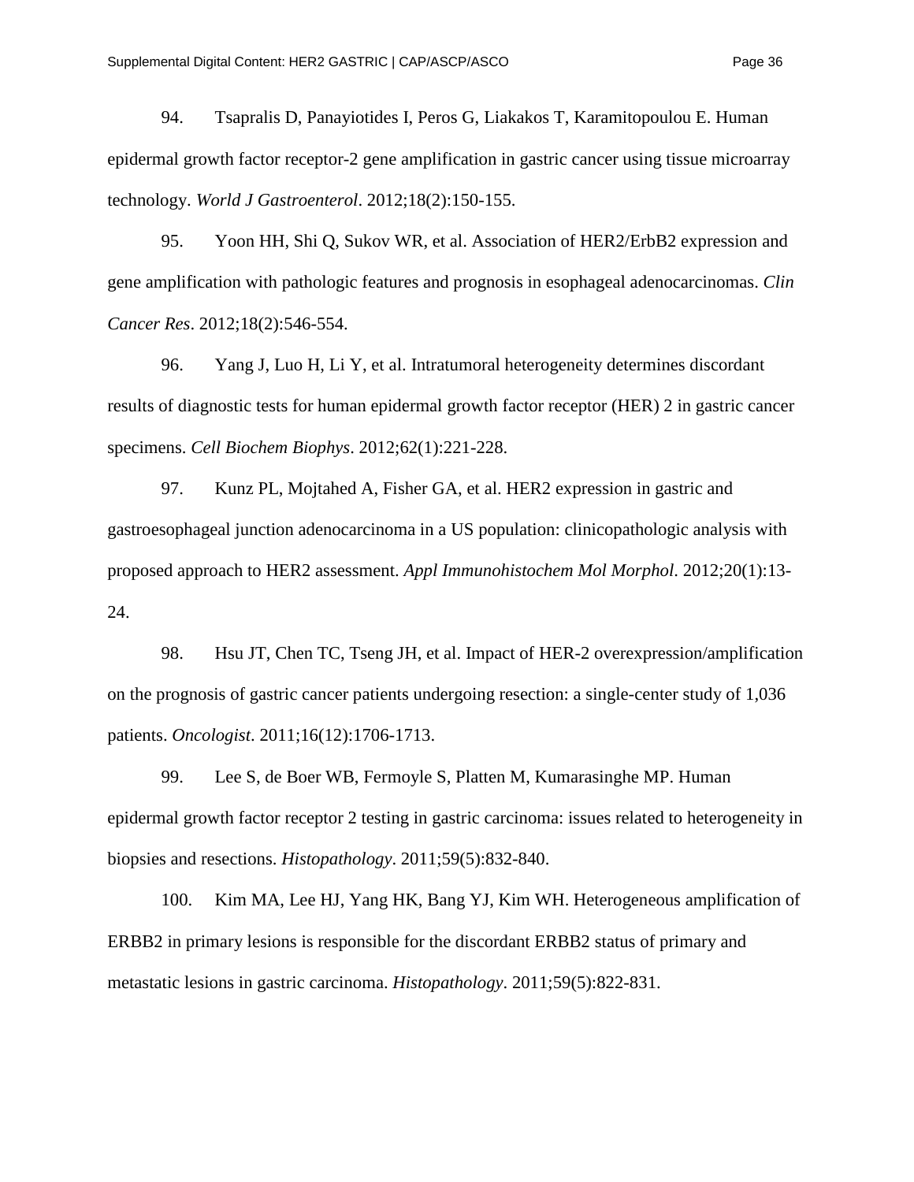94. Tsapralis D, Panayiotides I, Peros G, Liakakos T, Karamitopoulou E. Human epidermal growth factor receptor-2 gene amplification in gastric cancer using tissue microarray technology. *World J Gastroenterol*. 2012;18(2):150-155.

95. Yoon HH, Shi Q, Sukov WR, et al. Association of HER2/ErbB2 expression and gene amplification with pathologic features and prognosis in esophageal adenocarcinomas. *Clin Cancer Res*. 2012;18(2):546-554.

96. Yang J, Luo H, Li Y, et al. Intratumoral heterogeneity determines discordant results of diagnostic tests for human epidermal growth factor receptor (HER) 2 in gastric cancer specimens. *Cell Biochem Biophys*. 2012;62(1):221-228.

97. Kunz PL, Mojtahed A, Fisher GA, et al. HER2 expression in gastric and gastroesophageal junction adenocarcinoma in a US population: clinicopathologic analysis with proposed approach to HER2 assessment. *Appl Immunohistochem Mol Morphol*. 2012;20(1):13-24.

98. Hsu JT, Chen TC, Tseng JH, et al. Impact of HER-2 overexpression/amplification on the prognosis of gastric cancer patients undergoing resection: a single-center study of 1,036 patients. *Oncologist*. 2011;16(12):1706-1713.

99. Lee S, de Boer WB, Fermoyle S, Platten M, Kumarasinghe MP. Human epidermal growth factor receptor 2 testing in gastric carcinoma: issues related to heterogeneity in biopsies and resections. *Histopathology*. 2011;59(5):832-840.

100. Kim MA, Lee HJ, Yang HK, Bang YJ, Kim WH. Heterogeneous amplification of ERBB2 in primary lesions is responsible for the discordant ERBB2 status of primary and metastatic lesions in gastric carcinoma. *Histopathology*. 2011;59(5):822-831.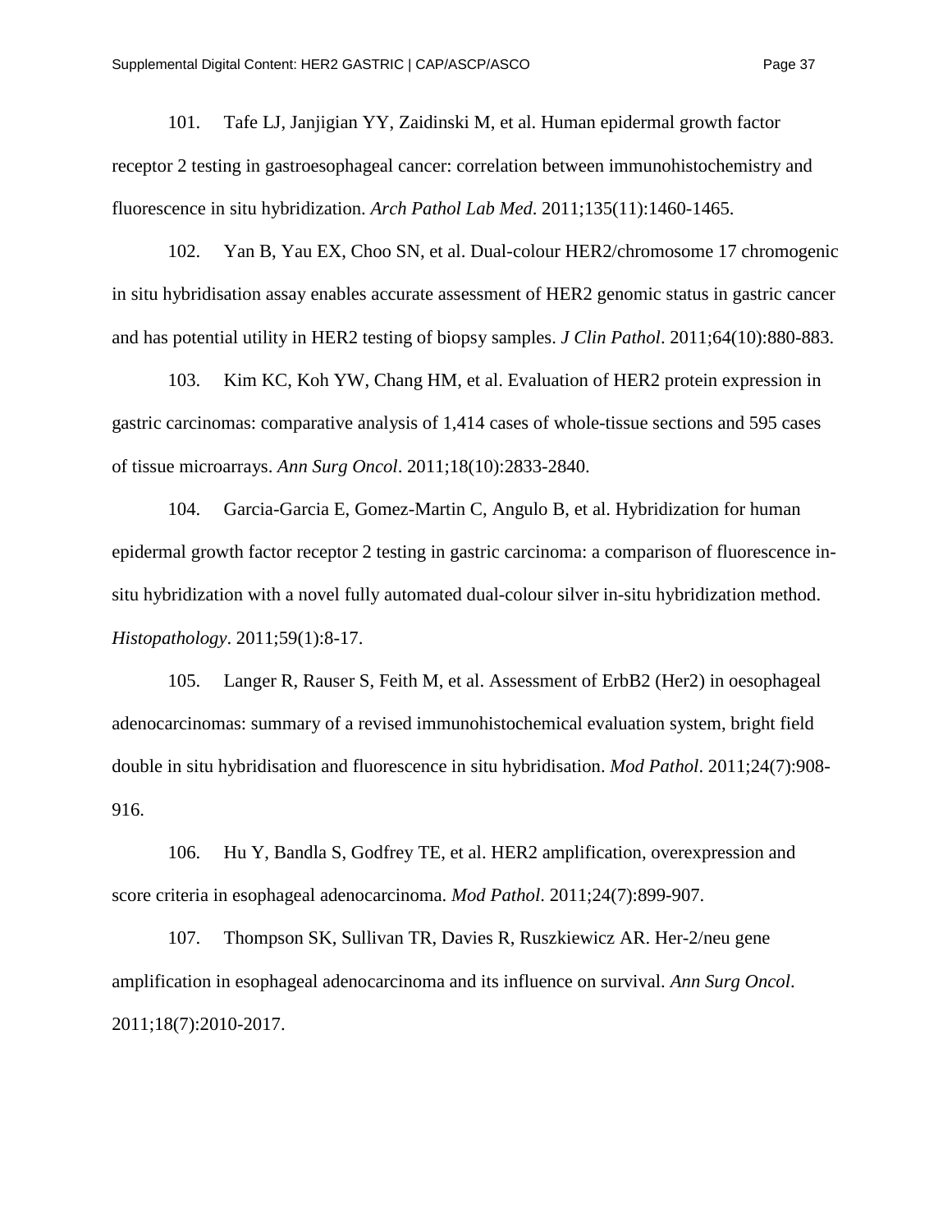101. Tafe LJ, Janjigian YY, Zaidinski M, et al. Human epidermal growth factor receptor 2 testing in gastroesophageal cancer: correlation between immunohistochemistry and fluorescence in situ hybridization. *Arch Pathol Lab Med*. 2011;135(11):1460-1465.

102. Yan B, Yau EX, Choo SN, et al. Dual-colour HER2/chromosome 17 chromogenic in situ hybridisation assay enables accurate assessment of HER2 genomic status in gastric cancer and has potential utility in HER2 testing of biopsy samples. *J Clin Pathol*. 2011;64(10):880-883.

103. Kim KC, Koh YW, Chang HM, et al. Evaluation of HER2 protein expression in gastric carcinomas: comparative analysis of 1,414 cases of whole-tissue sections and 595 cases of tissue microarrays. *Ann Surg Oncol*. 2011;18(10):2833-2840.

104. Garcia-Garcia E, Gomez-Martin C, Angulo B, et al. Hybridization for human epidermal growth factor receptor 2 testing in gastric carcinoma: a comparison of fluorescence in-situ hybridization with a novel fully automated dual-colour silver in-situ hybridization method. *Histopathology*. 2011;59(1):8-17.

105. Langer R, Rauser S, Feith M, et al. Assessment of ErbB2 (Her2) in oesophageal adenocarcinomas: summary of a revised immunohistochemical evaluation system, bright field double in situ hybridisation and fluorescence in situ hybridisation. *Mod Pathol*. 2011;24(7):908-916.

106. Hu Y, Bandla S, Godfrey TE, et al. HER2 amplification, overexpression and score criteria in esophageal adenocarcinoma. *Mod Pathol*. 2011;24(7):899-907.

107. Thompson SK, Sullivan TR, Davies R, Ruszkiewicz AR. Her-2/neu gene amplification in esophageal adenocarcinoma and its influence on survival. *Ann Surg Oncol*. 2011;18(7):2010-2017.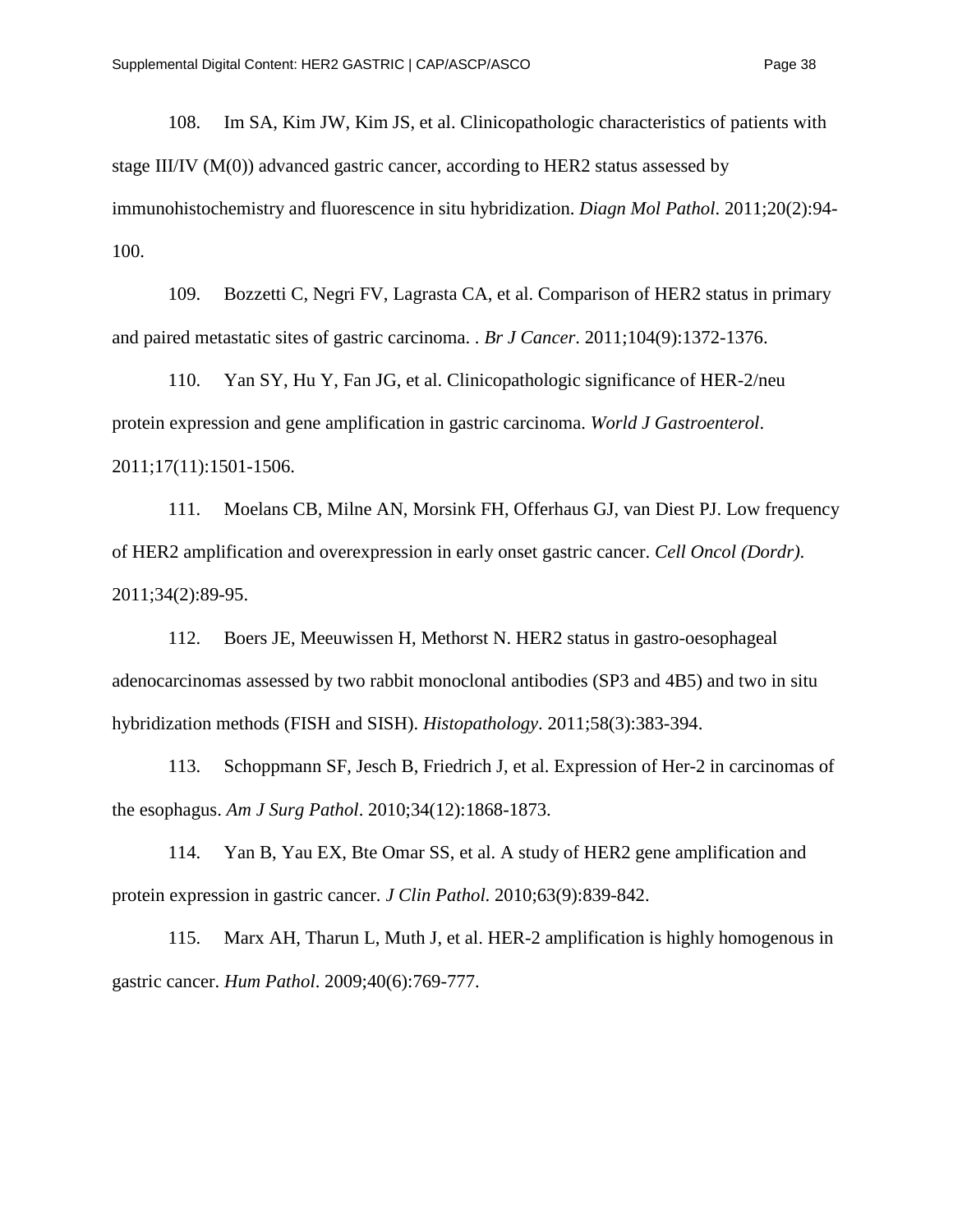108. Im SA, Kim JW, Kim JS, et al. Clinicopathologic characteristics of patients with stage III/IV (M(0)) advanced gastric cancer, according to HER2 status assessed by immunohistochemistry and fluorescence in situ hybridization. *Diagn Mol Pathol*. 2011;20(2):94-100.

109. Bozzetti C, Negri FV, Lagrasta CA, et al. Comparison of HER2 status in primary and paired metastatic sites of gastric carcinoma. . *Br J Cancer*. 2011;104(9):1372-1376.

110. Yan SY, Hu Y, Fan JG, et al. Clinicopathologic significance of HER-2/neu protein expression and gene amplification in gastric carcinoma. *World J Gastroenterol*. 2011;17(11):1501-1506.

111. Moelans CB, Milne AN, Morsink FH, Offerhaus GJ, van Diest PJ. Low frequency of HER2 amplification and overexpression in early onset gastric cancer. *Cell Oncol (Dordr)*. 2011;34(2):89-95.

112. Boers JE, Meeuwissen H, Methorst N. HER2 status in gastro-oesophageal adenocarcinomas assessed by two rabbit monoclonal antibodies (SP3 and 4B5) and two in situ hybridization methods (FISH and SISH). *Histopathology*. 2011;58(3):383-394.

113. Schoppmann SF, Jesch B, Friedrich J, et al. Expression of Her-2 in carcinomas of the esophagus. *Am J Surg Pathol*. 2010;34(12):1868-1873.

114. Yan B, Yau EX, Bte Omar SS, et al. A study of HER2 gene amplification and protein expression in gastric cancer. *J Clin Pathol.* 2010;63(9):839-842.

115. Marx AH, Tharun L, Muth J, et al. HER-2 amplification is highly homogenous in gastric cancer. *Hum Pathol*. 2009;40(6):769-777.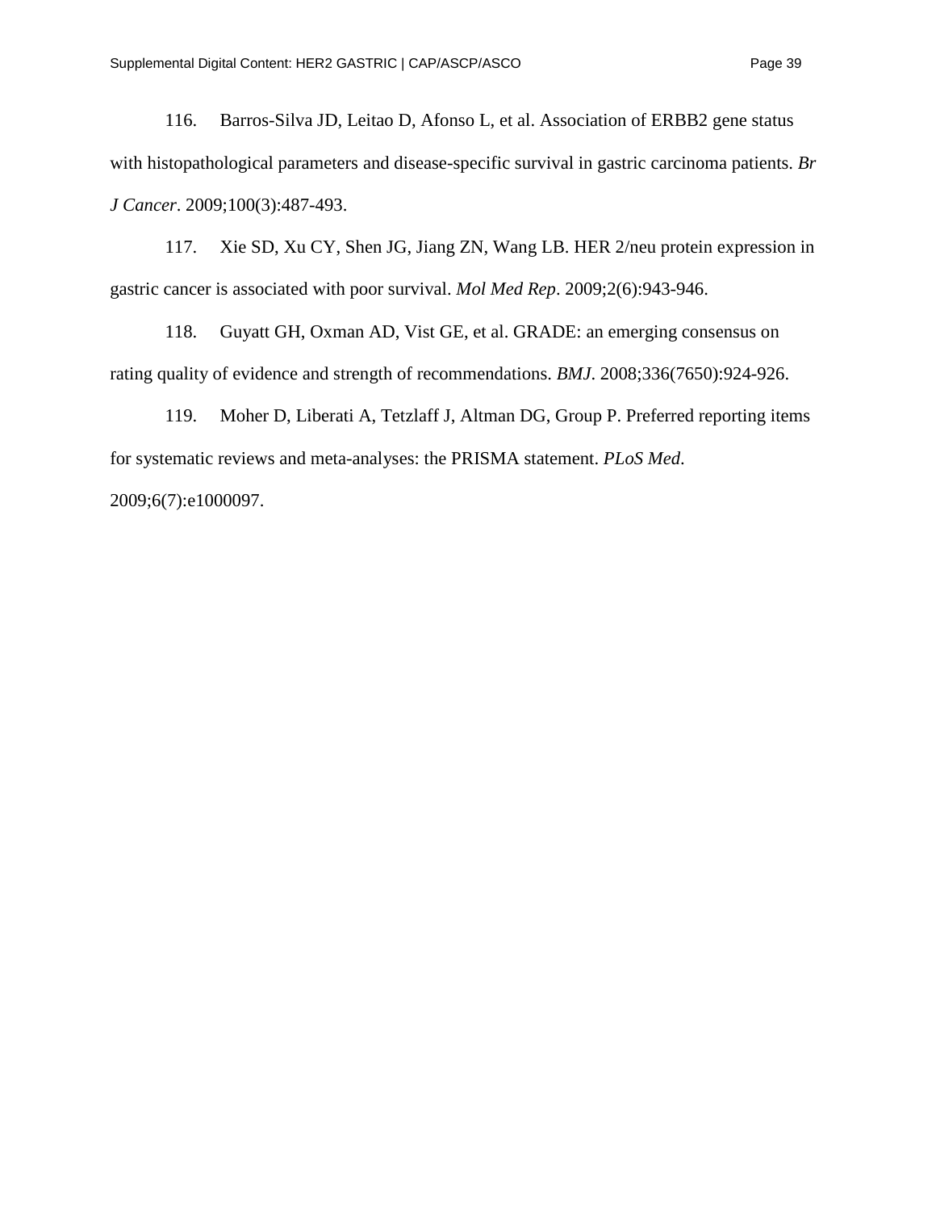116. Barros-Silva JD, Leitao D, Afonso L, et al. Association of ERBB2 gene status with histopathological parameters and disease-specific survival in gastric carcinoma patients. *Br J Cancer*. 2009;100(3):487-493.

117. Xie SD, Xu CY, Shen JG, Jiang ZN, Wang LB. HER 2/neu protein expression in gastric cancer is associated with poor survival. *Mol Med Rep*. 2009;2(6):943-946.

118. Guyatt GH, Oxman AD, Vist GE, et al. GRADE: an emerging consensus on rating quality of evidence and strength of recommendations. *BMJ*. 2008;336(7650):924-926.

119. Moher D, Liberati A, Tetzlaff J, Altman DG, Group P. Preferred reporting items for systematic reviews and meta-analyses: the PRISMA statement. *PLoS Med*. 2009;6(7):e1000097.